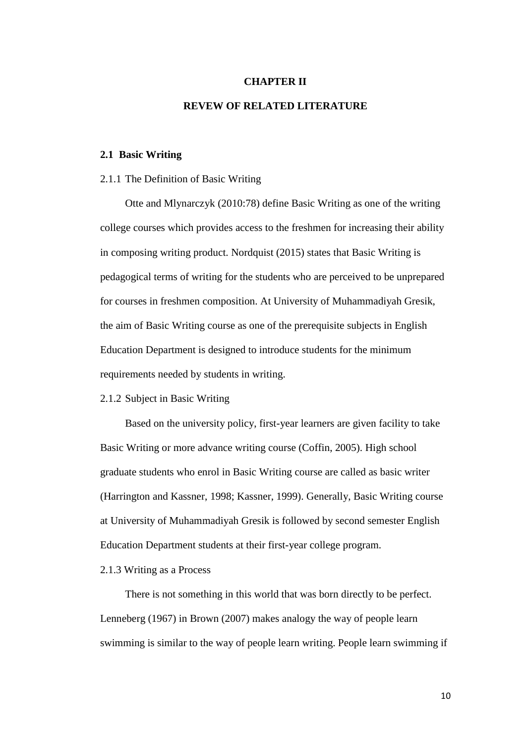# CHAPTER II

# REVEW OF RELATED LITERATURE

## 2.1 Basic Writing

### 2.1.1 The Definition of Basic Writing

Otte and Mlynarczyk (2010:78) define Basic Writing as one of the writing college courses which provides access to the freshmen for increasing their ability in composing writing product. Nordquist (2015) states that Basic Writing is pedagogical terms of writing for the students who are perceived to be unprepared for courses in freshmen composition. At University of Muhammadiyah Gresik, the aim of Basic Writing course as one of the prerequisite subjects in English Education Department is designed to introduce students for the minimum requirements needed by students in writing.

### 2.1.2 Subject in Basic Writing

Based on the university policy, first-year learners are given facility to take Basic Writing or more advance writing course (Coffin, 2005). High school graduate students who enrol in Basic Writing course are called as basic writer (Harrington and Kassner, 1998; Kassner, 1999). Generally, Basic Writing course at University of Muhammadiyah Gresik is followed by second semester English Education Department students at their first-year college program.

### 2.1.3 Writing as a Process

There is not something in this world that was born directly to be perfect. Lenneberg (1967) in Brown (2007) makes analogy the way of people learn swimming is similar to the way of people learn writing. People learn swimming if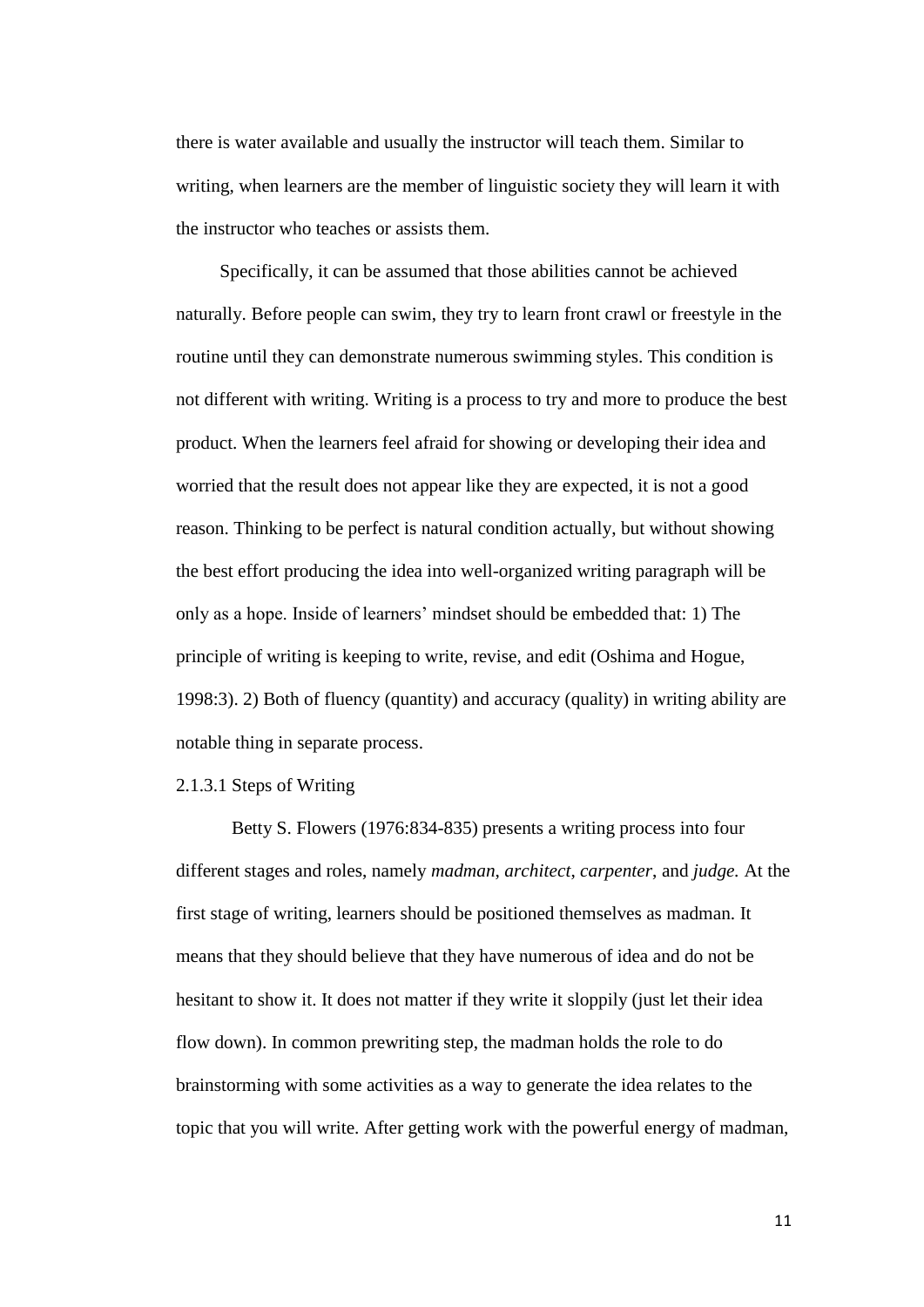there is water available and usually the instructor will teach them. Similar to writing, when learners are the member of linguistic society they will learn it with the instructor who teaches or assists them.

Specifically, it can be assumed that those abilities cannot be achieved naturally. Before people can swim, they try to learn front crawl or freestyle in the routine until they can demonstrate numerous swimming styles. This condition is not different with writing. Writing is a process to try and more to produce the best product. When the learners feel afraid for showing or developing their idea and worried that the result does not appear like they are expected, it is not a good reason. Thinking to be perfect is natural condition actually, but without showing the best effort producing the idea into well-organized writing paragraph will be only as a hope. Inside of learners' mindset should be embedded that: 1) The principle of writing is keeping to write, revise, and edit (Oshima and Hogue, 1998:3). 2) Both of fluency (quantity) and accuracy (quality) in writing ability are notable thing in separate process.

#### 2.1.3.1 Steps of Writing

Betty S. Flowers (1976:834-835) presents a writing process into four different stages and roles, namely *madman*, *architect*, *carpenter*, and *judge.* At the first stage of writing, learners should be positioned themselves as madman. It means that they should believe that they have numerous of idea and do not be hesitant to show it. It does not matter if they write it sloppily (just let their idea flow down). In common prewriting step, the madman holds the role to do brainstorming with some activities as a way to generate the idea relates to the topic that you will write. After getting work with the powerful energy of madman,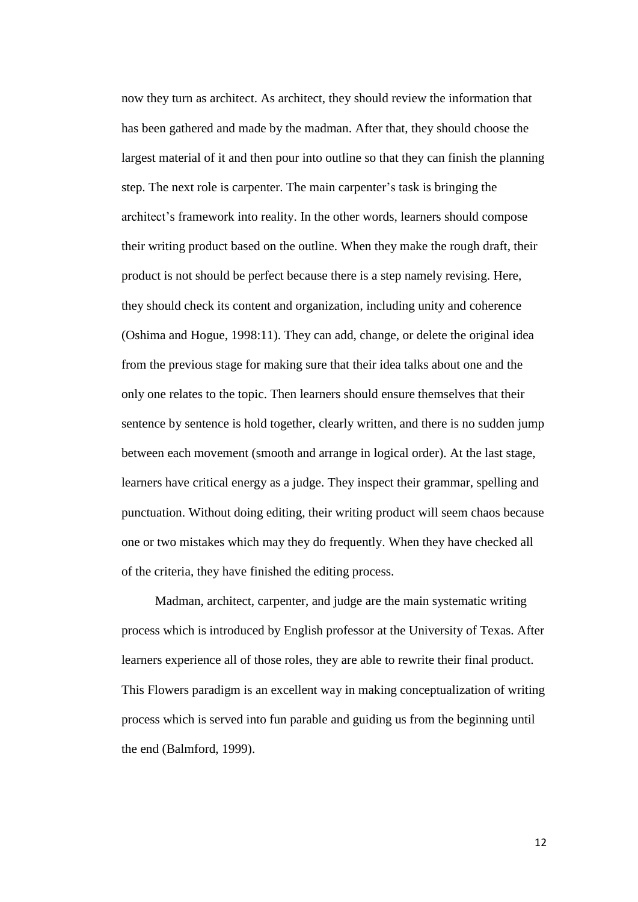now they turn as architect. As architect, they should review the information that has been gathered and made by the madman. After that, they should choose the largest material of it and then pour into outline so that they can finish the planning step. The next role is carpenter. The main carpenter's task is bringing the architect's framework into reality. In the other words, learners should compose their writing product based on the outline. When they make the rough draft, their product is not should be perfect because there is a step namely revising. Here, they should check its content and organization, including unity and coherence (Oshima and Hogue, 1998:11). They can add, change, or delete the original idea from the previous stage for making sure that their idea talks about one and the only one relates to the topic. Then learners should ensure themselves that their sentence by sentence is hold together, clearly written, and there is no sudden jump between each movement (smooth and arrange in logical order). At the last stage, learners have critical energy as a judge. They inspect their grammar, spelling and punctuation. Without doing editing, their writing product will seem chaos because one or two mistakes which may they do frequently. When they have checked all of the criteria, they have finished the editing process.

Madman, architect, carpenter, and judge are the main systematic writing process which is introduced by English professor at the University of Texas. After learners experience all of those roles, they are able to rewrite their final product. This Flowers paradigm is an excellent way in making conceptualization of writing process which is served into fun parable and guiding us from the beginning until the end (Balmford, 1999).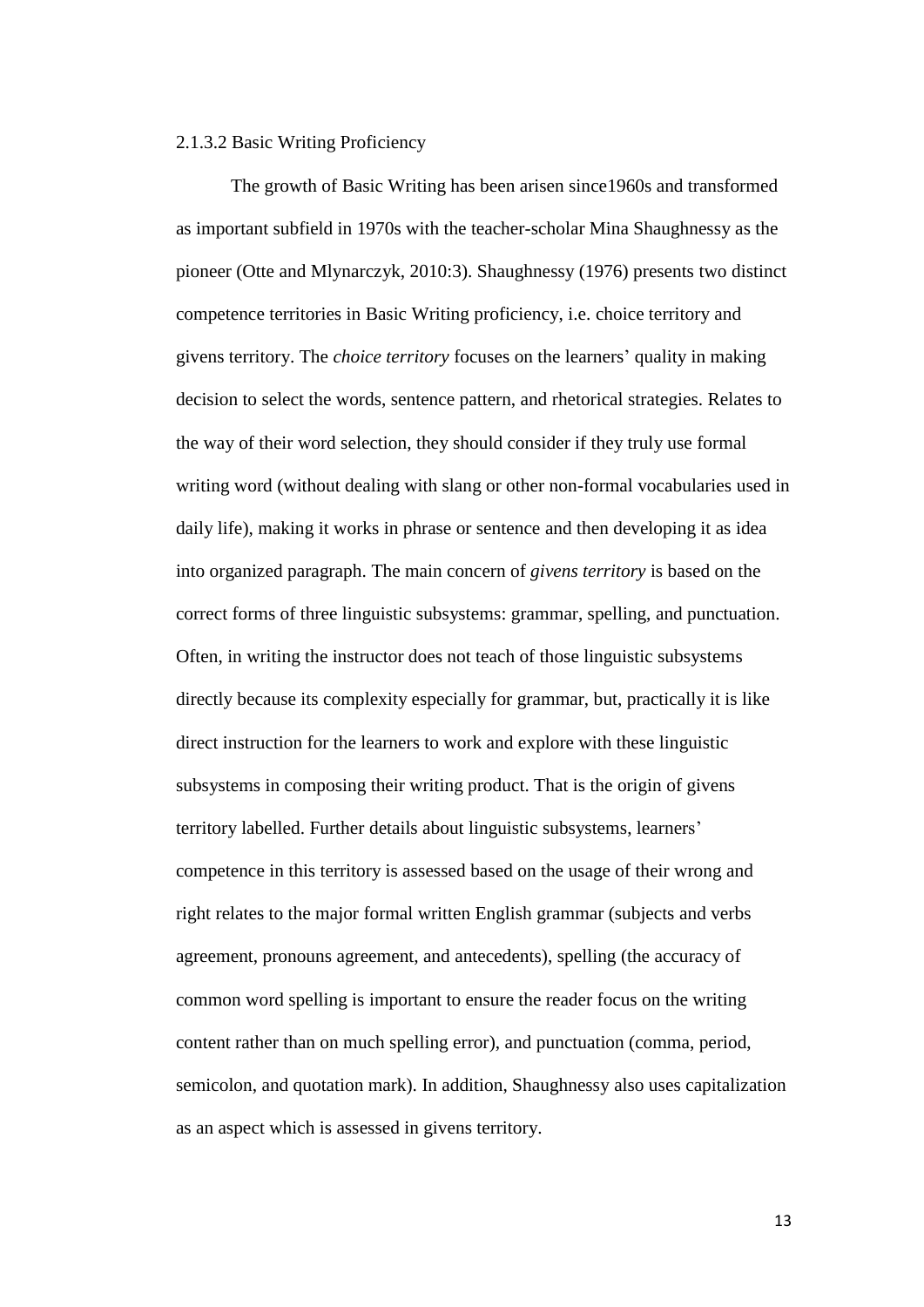#### 2.1.3.2 Basic Writing Proficiency

The growth of Basic Writing has been arisen since1960s and transformed as important subfield in 1970s with the teacher-scholar Mina Shaughnessy as the pioneer (Otte and Mlynarczyk, 2010:3). Shaughnessy (1976) presents two distinct competence territories in Basic Writing proficiency, i.e. choice territory and givens territory. The *choice territory* focuses on the learners' quality in making decision to select the words, sentence pattern, and rhetorical strategies. Relates to the way of their word selection, they should consider if they truly use formal writing word (without dealing with slang or other non-formal vocabularies used in daily life), making it works in phrase or sentence and then developing it as idea into organized paragraph. The main concern of *givens territory* is based on the correct forms of three linguistic subsystems: grammar, spelling, and punctuation. Often, in writing the instructor does not teach of those linguistic subsystems directly because its complexity especially for grammar, but, practically it is like direct instruction for the learners to work and explore with these linguistic subsystems in composing their writing product. That is the origin of givens territory labelled. Further details about linguistic subsystems, learners' competence in this territory is assessed based on the usage of their wrong and right relates to the major formal written English grammar (subjects and verbs agreement, pronouns agreement, and antecedents), spelling (the accuracy of common word spelling is important to ensure the reader focus on the writing content rather than on much spelling error), and punctuation (comma, period, semicolon, and quotation mark). In addition, Shaughnessy also uses capitalization as an aspect which is assessed in givens territory.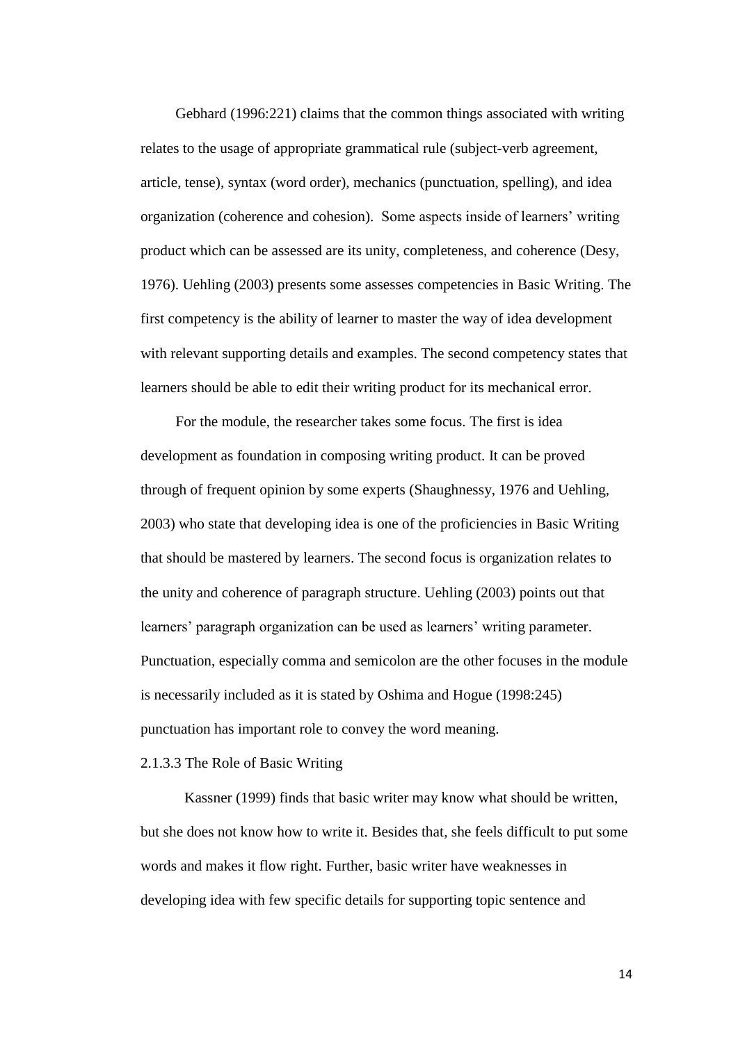Gebhard (1996:221) claims that the common things associated with writing relates to the usage of appropriate grammatical rule (subject-verb agreement, article, tense), syntax (word order), mechanics (punctuation, spelling), and idea organization (coherence and cohesion). Some aspects inside of learners' writing product which can be assessed are its unity, completeness, and coherence (Desy, 1976). Uehling (2003) presents some assesses competencies in Basic Writing. The first competency is the ability of learner to master the way of idea development with relevant supporting details and examples. The second competency states that learners should be able to edit their writing product for its mechanical error.

For the module, the researcher takes some focus. The first is idea development as foundation in composing writing product. It can be proved through of frequent opinion by some experts (Shaughnessy, 1976 and Uehling, 2003) who state that developing idea is one of the proficiencies in Basic Writing that should be mastered by learners. The second focus is organization relates to the unity and coherence of paragraph structure. Uehling (2003) points out that learners' paragraph organization can be used as learners' writing parameter. Punctuation, especially comma and semicolon are the other focuses in the module is necessarily included as it is stated by Oshima and Hogue (1998:245) punctuation has important role to convey the word meaning.

#### 2.1.3.3 The Role of Basic Writing

Kassner (1999) finds that basic writer may know what should be written, but she does not know how to write it. Besides that, she feels difficult to put some words and makes it flow right. Further, basic writer have weaknesses in developing idea with few specific details for supporting topic sentence and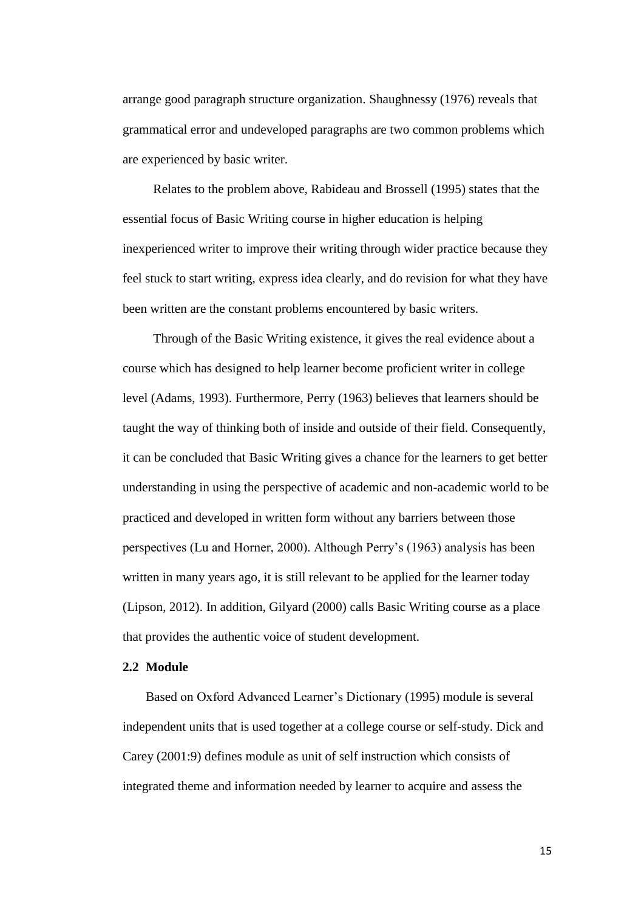arrange good paragraph structure organization. Shaughnessy (1976) reveals that grammatical error and undeveloped paragraphs are two common problems which are experienced by basic writer.

Relates to the problem above, Rabideau and Brossell (1995) states that the essential focus of Basic Writing course in higher education is helping inexperienced writer to improve their writing through wider practice because they feel stuck to start writing, express idea clearly, and do revision for what they have been written are the constant problems encountered by basic writers.

Through of the Basic Writing existence, it gives the real evidence about a course which has designed to help learner become proficient writer in college level (Adams, 1993). Furthermore, Perry (1963) believes that learners should be taught the way of thinking both of inside and outside of their field. Consequently, it can be concluded that Basic Writing gives a chance for the learners to get better understanding in using the perspective of academic and non-academic world to be practiced and developed in written form without any barriers between those perspectives (Lu and Horner, 2000). Although Perry's (1963) analysis has been written in many years ago, it is still relevant to be applied for the learner today (Lipson, 2012). In addition, Gilyard (2000) calls Basic Writing course as a place that provides the authentic voice of student development.

**2.2 Module**

Based on Oxford Advanced Learner's Dictionary (1995) module is several independent units that is used together at a college course or self-study. Dick and Carey (2001:9) defines module as unit of self instruction which consists of integrated theme and information needed by learner to acquire and assess the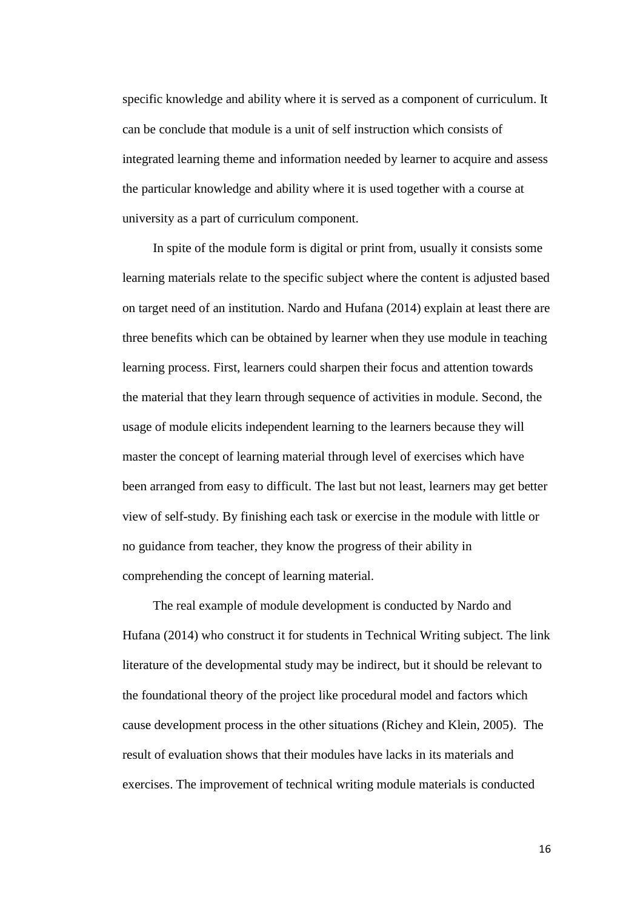specific knowledge and ability where it is served as a component of curriculum. It can be conclude that module is a unit of self instruction which consists of integrated learning theme and information needed by learner to acquire and assess the particular knowledge and ability where it is used together with a course at university as a part of curriculum component.

In spite of the module form is digital or print from, usually it consists some learning materials relate to the specific subject where the content is adjusted based on target need of an institution. Nardo and Hufana (2014) explain at least there are three benefits which can be obtained by learner when they use module in teaching learning process. First, learners could sharpen their focus and attention towards the material that they learn through sequence of activities in module. Second, the usage of module elicits independent learning to the learners because they will master the concept of learning material through level of exercises which have been arranged from easy to difficult. The last but not least, learners may get better view of self-study. By finishing each task or exercise in the module with little or no guidance from teacher, they know the progress of their ability in comprehending the concept of learning material.

The real example of module development is conducted by Nardo and Hufana (2014) who construct it for students in Technical Writing subject. The link literature of the developmental study may be indirect, but it should be relevant to the foundational theory of the project like procedural model and factors which cause development process in the other situations (Richey and Klein, 2005). The result of evaluation shows that their modules have lacks in its materials and exercises. The improvement of technical writing module materials is conducted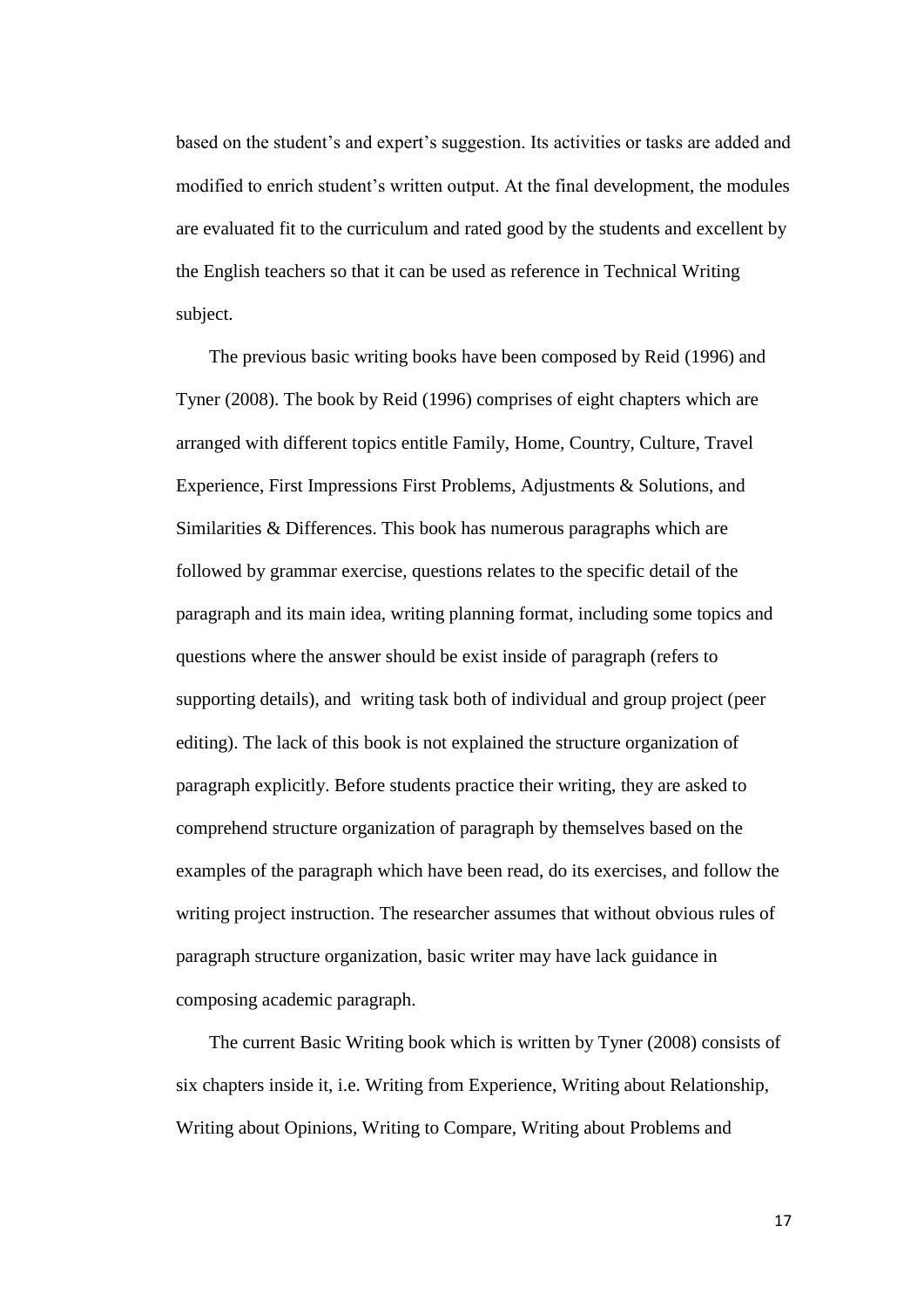based on the student's and expert's suggestion. Its activities or tasks are added and modified to enrich student's written output. At the final development, the modules are evaluated fit to the curriculum and rated good by the students and excellent by the English teachers so that it can be used as reference in Technical Writing subject.

The previous basic writing books have been composed by Reid (1996) and Tyner (2008). The book by Reid (1996) comprises of eight chapters which are arranged with different topics entitle Family, Home, Country, Culture, Travel Experience, First Impressions First Problems, Adjustments & Solutions, and Similarities & Differences. This book has numerous paragraphs which are followed by grammar exercise, questions relates to the specific detail of the paragraph and its main idea, writing planning format, including some topics and questions where the answer should be exist inside of paragraph (refers to supporting details), and writing task both of individual and group project (peer editing). The lack of this book is not explained the structure organization of paragraph explicitly. Before students practice their writing, they are asked to comprehend structure organization of paragraph by themselves based on the examples of the paragraph which have been read, do its exercises, and follow the writing project instruction. The researcher assumes that without obvious rules of paragraph structure organization, basic writer may have lack guidance in composing academic paragraph.

The current Basic Writing book which is written by Tyner (2008) consists of six chapters inside it, i.e. Writing from Experience, Writing about Relationship, Writing about Opinions, Writing to Compare, Writing about Problems and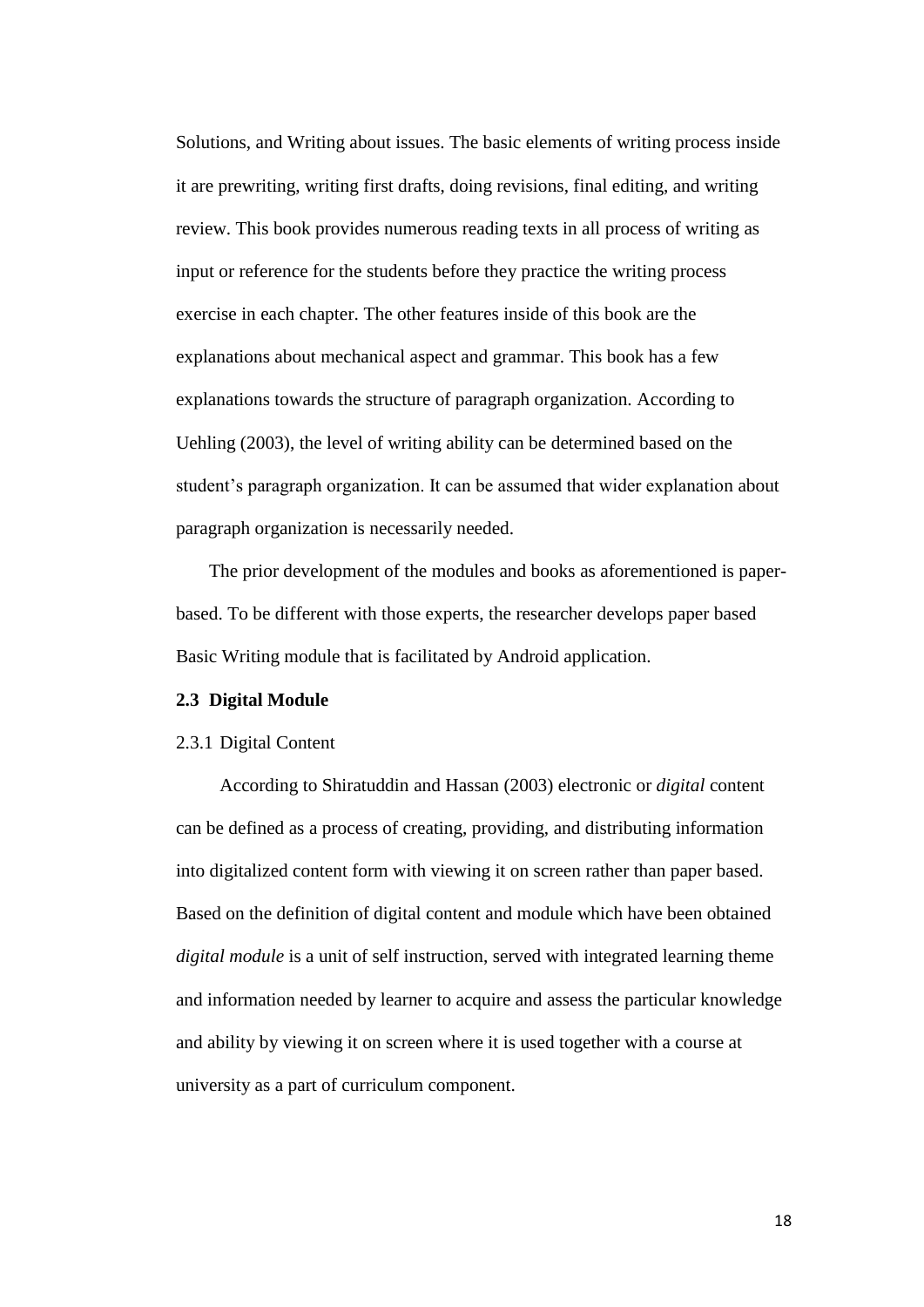Solutions, and Writing about issues. The basic elements of writing process inside it are prewriting, writing first drafts, doing revisions, final editing, and writing review. This book provides numerous reading texts in all process of writing as input or reference for the students before they practice the writing process exercise in each chapter. The other features inside of this book are the explanations about mechanical aspect and grammar. This book has a few explanations towards the structure of paragraph organization. According to Uehling (2003), the level of writing ability can be determined based on the student's paragraph organization. It can be assumed that wider explanation about paragraph organization is necessarily needed.

The prior development of the modules and books as aforementioned is paper-based. To be different with those experts, the researcher develops paper based Basic Writing module that is facilitated by Android application.

## 2.3 Digital Module

### 2.3.1 Digital Content

According to Shiratuddin and Hassan (2003) electronic or *digital* content can be defined as a process of creating, providing, and distributing information into digitalized content form with viewing it on screen rather than paper based. Based on the definition of digital content and module which have been obtained *digital module* is a unit of self instruction, served with integrated learning theme and information needed by learner to acquire and assess the particular knowledge and ability by viewing it on screen where it is used together with a course at university as a part of curriculum component.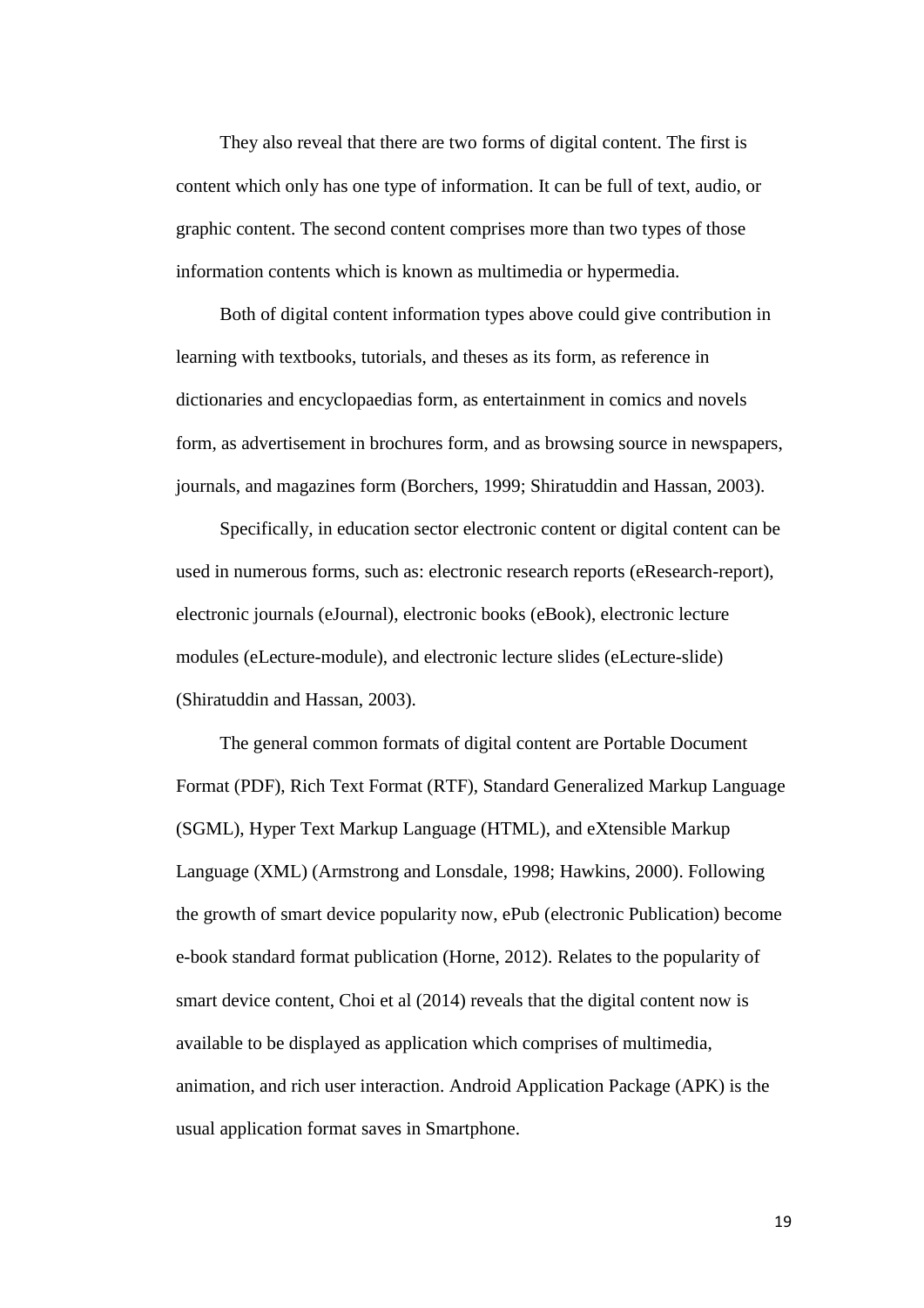They also reveal that there are two forms of digital content. The first is content which only has one type of information. It can be full of text, audio, or graphic content. The second content comprises more than two types of those information contents which is known as multimedia or hypermedia.

Both of digital content information types above could give contribution in learning with textbooks, tutorials, and theses as its form, as reference in dictionaries and encyclopaedias form, as entertainment in comics and novels form, as advertisement in brochures form, and as browsing source in newspapers, journals, and magazines form (Borchers, 1999; Shiratuddin and Hassan, 2003).

Specifically, in education sector electronic content or digital content can be used in numerous forms, such as: electronic research reports (eResearch-report), electronic journals (eJournal), electronic books (eBook), electronic lecture modules (eLecture-module), and electronic lecture slides (eLecture-slide) (Shiratuddin and Hassan, 2003).

The general common formats of digital content are Portable Document Format (PDF), Rich Text Format (RTF), Standard Generalized Markup Language (SGML), Hyper Text Markup Language (HTML), and eXtensible Markup Language (XML) (Armstrong and Lonsdale, 1998; Hawkins, 2000). Following the growth of smart device popularity now, ePub (electronic Publication) become e-book standard format publication (Horne, 2012). Relates to the popularity of smart device content, Choi et al (2014) reveals that the digital content now is available to be displayed as application which comprises of multimedia, animation, and rich user interaction. Android Application Package (APK) is the usual application format saves in Smartphone.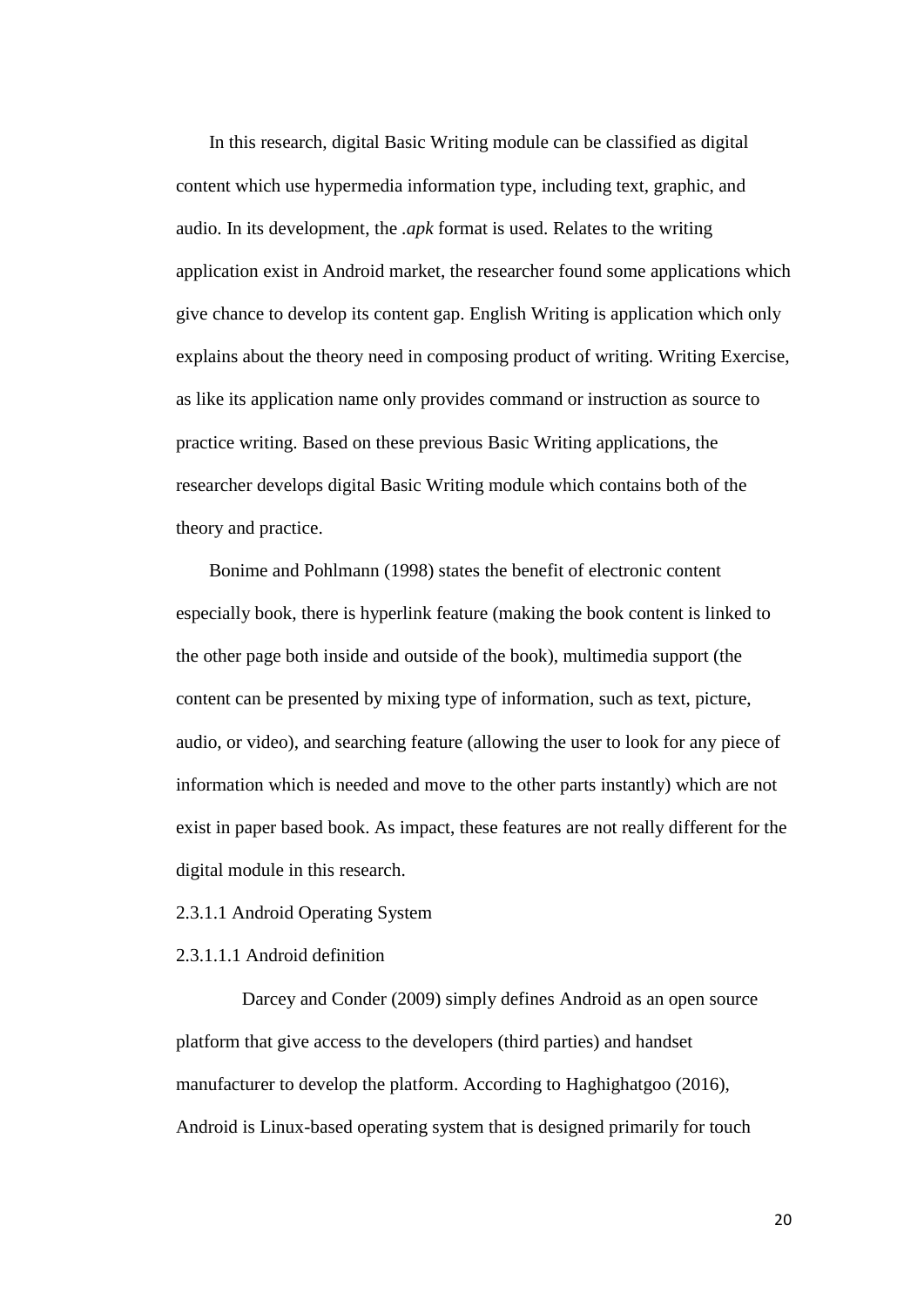In this research, digital Basic Writing module can be classified as digital content which use hypermedia information type, including text, graphic, and audio. In its development, the *.apk* format is used. Relates to the writing application exist in Android market, the researcher found some applications which give chance to develop its content gap. English Writing is application which only explains about the theory need in composing product of writing. Writing Exercise, as like its application name only provides command or instruction as source to practice writing. Based on these previous Basic Writing applications, the researcher develops digital Basic Writing module which contains both of the theory and practice.

Bonime and Pohlmann (1998) states the benefit of electronic content especially book, there is hyperlink feature (making the book content is linked to the other page both inside and outside of the book), multimedia support (the content can be presented by mixing type of information, such as text, picture, audio, or video), and searching feature (allowing the user to look for any piece of information which is needed and move to the other parts instantly) which are not exist in paper based book. As impact, these features are not really different for the digital module in this research.

2.3.1.1 Android Operating System

2.3.1.1.1 Android definition

Darcey and Conder (2009) simply defines Android as an open source platform that give access to the developers (third parties) and handset manufacturer to develop the platform. According to Haghighatgoo (2016), Android is Linux-based operating system that is designed primarily for touch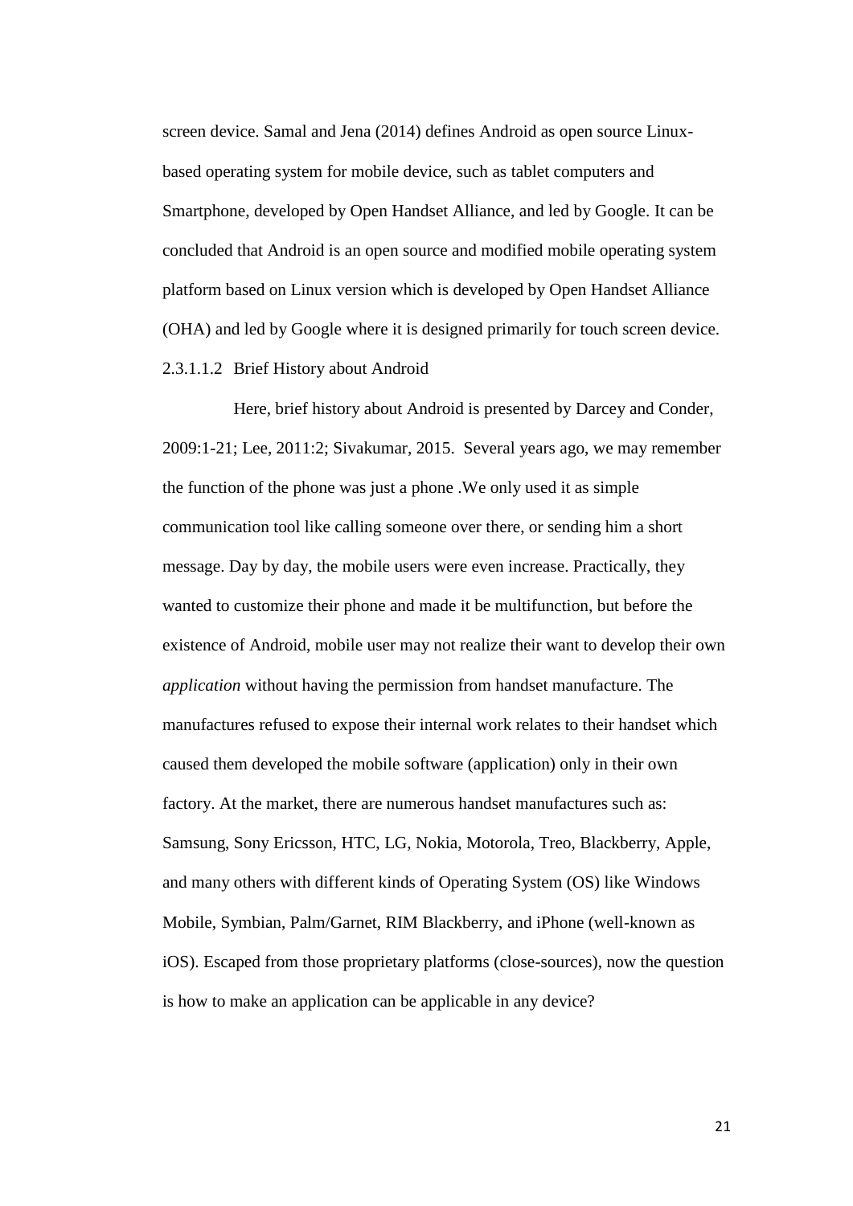screen device. Samal and Jena (2014) defines Android as open source Linux-based operating system for mobile device, such as tablet computers and Smartphone, developed by Open Handset Alliance, and led by Google. It can be concluded that Android is an open source and modified mobile operating system platform based on Linux version which is developed by Open Handset Alliance (OHA) and led by Google where it is designed primarily for touch screen device.

#### 2.3.1.1.2 Brief History about Android

Here, brief history about Android is presented by Darcey and Conder, 2009:1-21; Lee, 2011:2; Sivakumar, 2015. Several years ago, we may remember the function of the phone was just a phone .We only used it as simple communication tool like calling someone over there, or sending him a short message. Day by day, the mobile users were even increase. Practically, they wanted to customize their phone and made it be multifunction, but before the existence of Android, mobile user may not realize their want to develop their own *application* without having the permission from handset manufacture. The manufactures refused to expose their internal work relates to their handset which caused them developed the mobile software (application) only in their own factory. At the market, there are numerous handset manufactures such as: Samsung, Sony Ericsson, HTC, LG, Nokia, Motorola, Treo, Blackberry, Apple, and many others with different kinds of Operating System (OS) like Windows Mobile, Symbian, Palm/Garnet, RIM Blackberry, and iPhone (well-known as iOS). Escaped from those proprietary platforms (close-sources), now the question is how to make an application can be applicable in any device?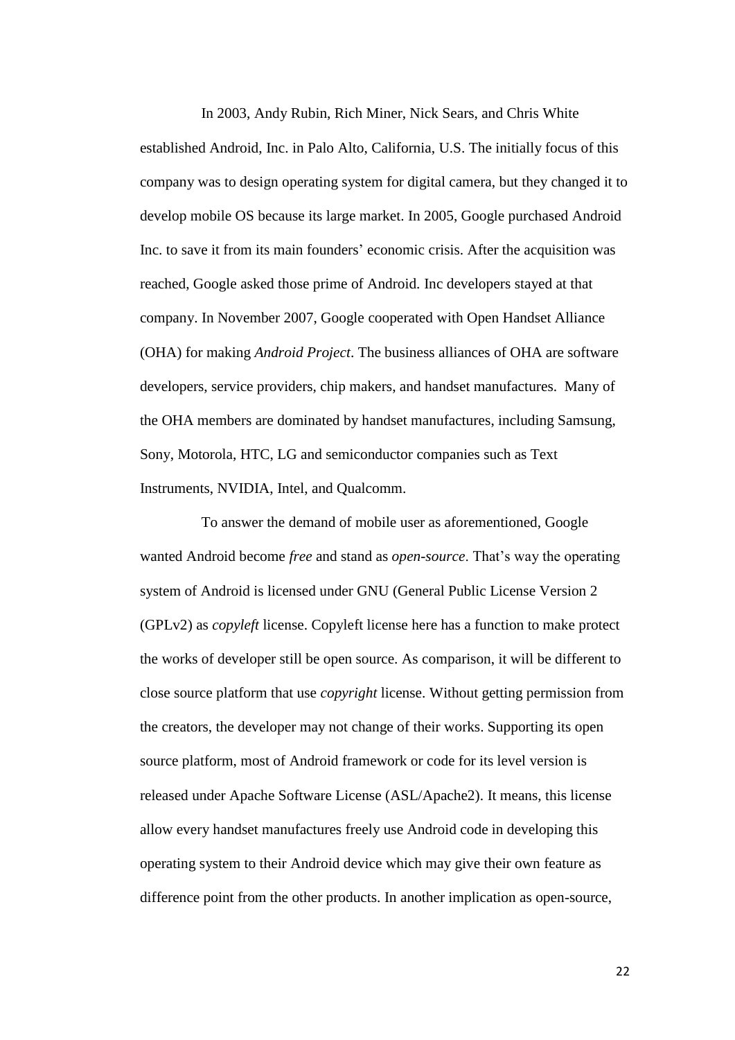In 2003, Andy Rubin, Rich Miner, Nick Sears, and Chris White established Android, Inc. in Palo Alto, California, U.S. The initially focus of this company was to design operating system for digital camera, but they changed it to develop mobile OS because its large market. In 2005, Google purchased Android Inc. to save it from its main founders' economic crisis. After the acquisition was reached, Google asked those prime of Android. Inc developers stayed at that company. In November 2007, Google cooperated with Open Handset Alliance (OHA) for making *Android Project*. The business alliances of OHA are software developers, service providers, chip makers, and handset manufactures. Many of the OHA members are dominated by handset manufactures, including Samsung, Sony, Motorola, HTC, LG and semiconductor companies such as Text Instruments, NVIDIA, Intel, and Qualcomm.

To answer the demand of mobile user as aforementioned, Google wanted Android become *free* and stand as *open-source*. That's way the operating system of Android is licensed under GNU (General Public License Version 2 (GPLv2) as *copyleft* license. Copyleft license here has a function to make protect the works of developer still be open source. As comparison, it will be different to close source platform that use *copyright* license. Without getting permission from the creators, the developer may not change of their works. Supporting its open source platform, most of Android framework or code for its level version is released under Apache Software License (ASL/Apache2). It means, this license allow every handset manufactures freely use Android code in developing this operating system to their Android device which may give their own feature as difference point from the other products. In another implication as open-source,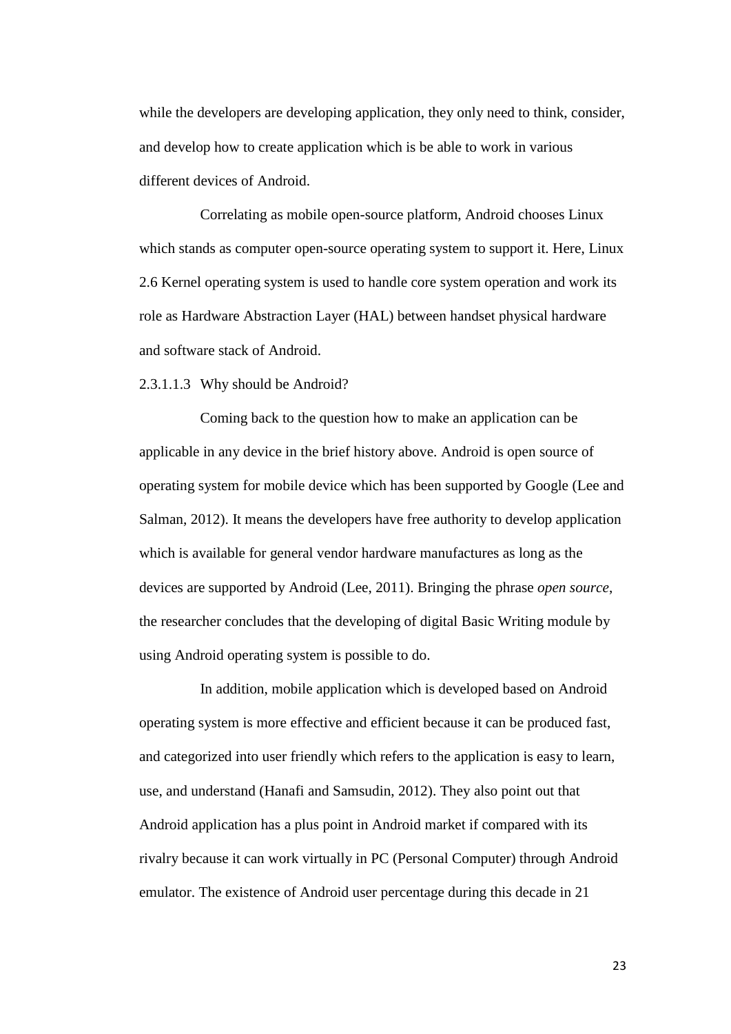while the developers are developing application, they only need to think, consider, and develop how to create application which is be able to work in various different devices of Android.

Correlating as mobile open-source platform, Android chooses Linux which stands as computer open-source operating system to support it. Here, Linux 2.6 Kernel operating system is used to handle core system operation and work its role as Hardware Abstraction Layer (HAL) between handset physical hardware and software stack of Android.

#### 2.3.1.1.3 Why should be Android?

Coming back to the question how to make an application can be applicable in any device in the brief history above. Android is open source of operating system for mobile device which has been supported by Google (Lee and Salman, 2012). It means the developers have free authority to develop application which is available for general vendor hardware manufactures as long as the devices are supported by Android (Lee, 2011). Bringing the phrase *open source*, the researcher concludes that the developing of digital Basic Writing module by using Android operating system is possible to do.

In addition, mobile application which is developed based on Android operating system is more effective and efficient because it can be produced fast, and categorized into user friendly which refers to the application is easy to learn, use, and understand (Hanafi and Samsudin, 2012). They also point out that Android application has a plus point in Android market if compared with its rivalry because it can work virtually in PC (Personal Computer) through Android emulator. The existence of Android user percentage during this decade in 21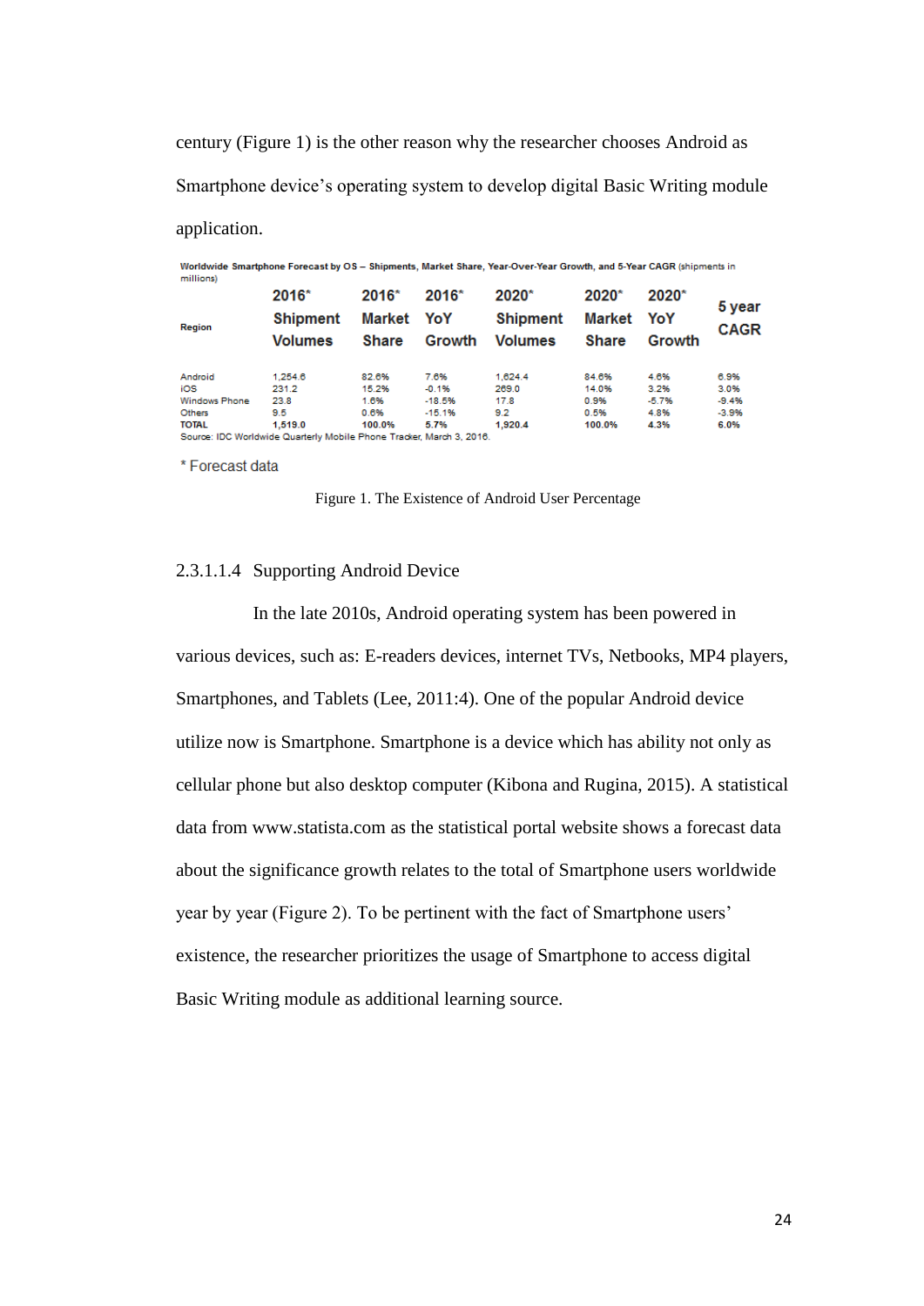century (Figure 1) is the other reason why the researcher chooses Android as Smartphone device's operating system to develop digital Basic Writing module application.

**Worldwide Smartphone Forecast by OS – Shipments, Market Share, Year-Over-Year Growth, and 5-Year CAGR** (shipments in millions)

| Region | 2016* Shipment Volumes | 2016* Market Share | 2016* YoY Growth | 2020* Shipment Volumes | 2020* Market Share | 2020* YoY Growth | 5 year CAGR |
|---|---|---|---|---|---|---|---|
| Android | 1,254.6 | 82.6% | 7.6% | 1,624.4 | 84.6% | 4.6% | 6.9% |
| iOS | 231.2 | 15.2% | -0.1% | 269.0 | 14.0% | 3.2% | 3.0% |
| Windows Phone | 23.8 | 1.6% | -18.5% | 17.8 | 0.9% | -5.7% | -9.4% |
| Others | 9.5 | 0.6% | -15.1% | 9.2 | 0.5% | 4.8% | -3.9% |
| **TOTAL** | **1,519.0** | **100.0%** | **5.7%** | **1,920.4** | **100.0%** | **4.3%** | **6.0%** |

Source: IDC Worldwide Quarterly Mobile Phone Tracker, March 3, 2016.

* Forecast data

Figure 1. The Existence of Android User Percentage

#### 2.3.1.1.4 Supporting Android Device

In the late 2010s, Android operating system has been powered in various devices, such as: E-readers devices, internet TVs, Netbooks, MP4 players, Smartphones, and Tablets (Lee, 2011:4). One of the popular Android device utilize now is Smartphone. Smartphone is a device which has ability not only as cellular phone but also desktop computer (Kibona and Rugina, 2015). A statistical data from www.statista.com as the statistical portal website shows a forecast data about the significance growth relates to the total of Smartphone users worldwide year by year (Figure 2). To be pertinent with the fact of Smartphone users' existence, the researcher prioritizes the usage of Smartphone to access digital Basic Writing module as additional learning source.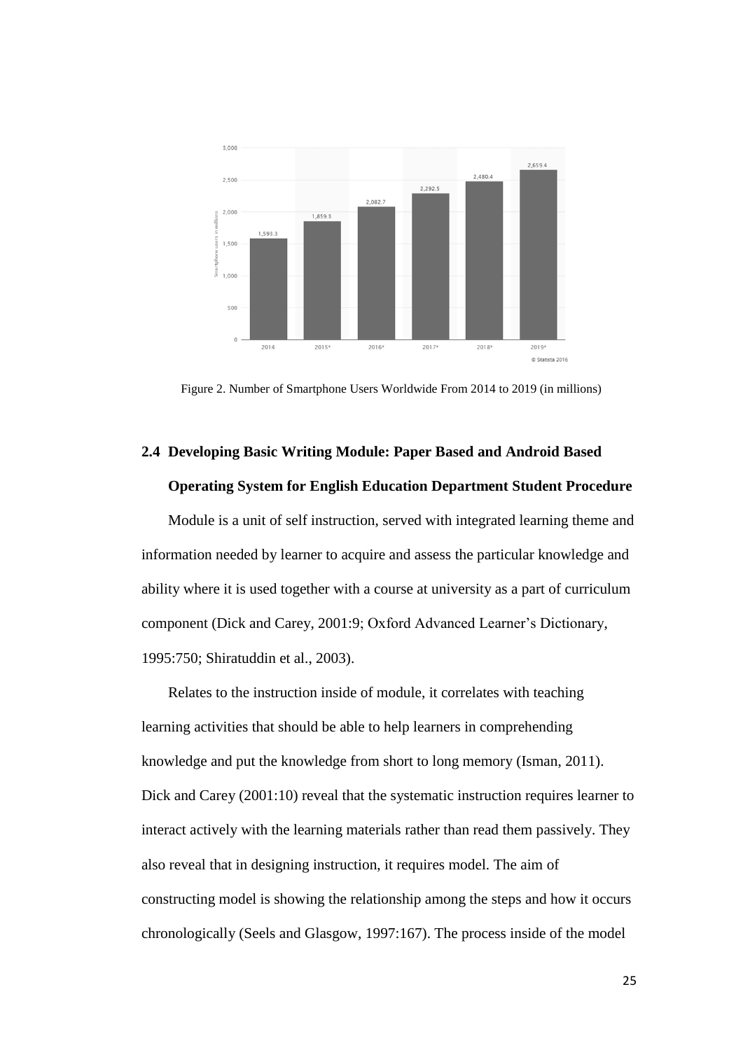Figure 2. Number of Smartphone Users Worldwide From 2014 to 2019 (in millions)

## 2.4 Developing Basic Writing Module: Paper Based and Android Based Operating System for English Education Department Student Procedure

Module is a unit of self instruction, served with integrated learning theme and information needed by learner to acquire and assess the particular knowledge and ability where it is used together with a course at university as a part of curriculum component (Dick and Carey, 2001:9; Oxford Advanced Learner's Dictionary, 1995:750; Shiratuddin et al., 2003).

Relates to the instruction inside of module, it correlates with teaching learning activities that should be able to help learners in comprehending knowledge and put the knowledge from short to long memory (Isman, 2011). Dick and Carey (2001:10) reveal that the systematic instruction requires learner to interact actively with the learning materials rather than read them passively. They also reveal that in designing instruction, it requires model. The aim of constructing model is showing the relationship among the steps and how it occurs chronologically (Seels and Glasgow, 1997:167). The process inside of the model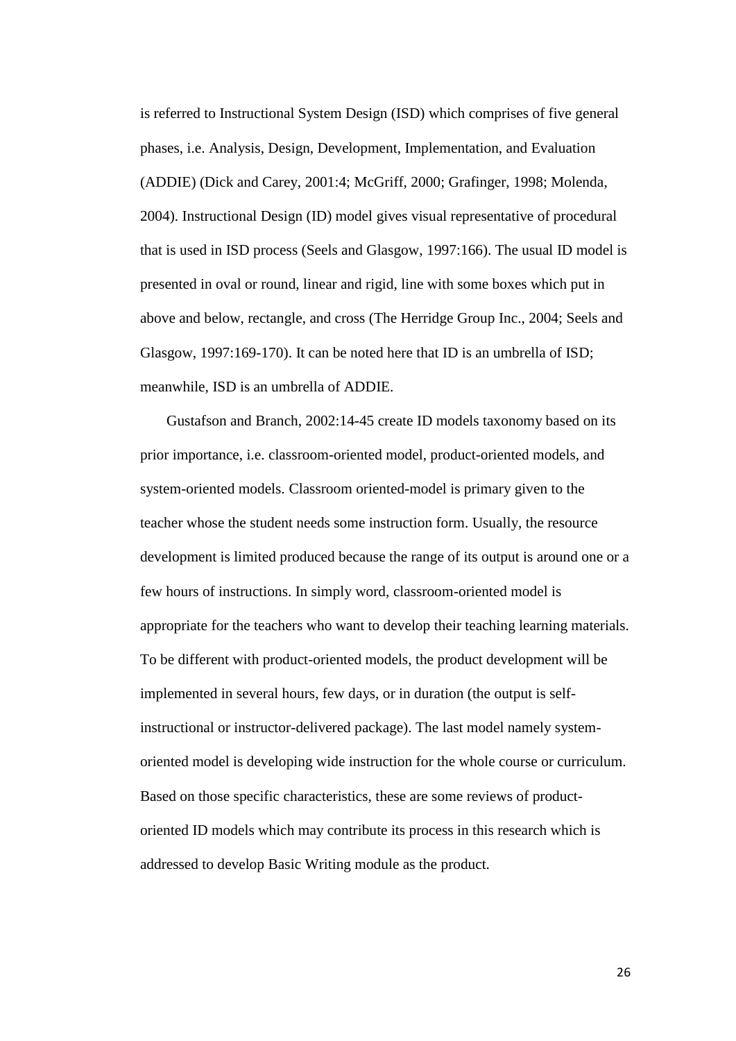is referred to Instructional System Design (ISD) which comprises of five general phases, i.e. Analysis, Design, Development, Implementation, and Evaluation (ADDIE) (Dick and Carey, 2001:4; McGriff, 2000; Grafinger, 1998; Molenda, 2004). Instructional Design (ID) model gives visual representative of procedural that is used in ISD process (Seels and Glasgow, 1997:166). The usual ID model is presented in oval or round, linear and rigid, line with some boxes which put in above and below, rectangle, and cross (The Herridge Group Inc., 2004; Seels and Glasgow, 1997:169-170). It can be noted here that ID is an umbrella of ISD; meanwhile, ISD is an umbrella of ADDIE.

Gustafson and Branch, 2002:14-45 create ID models taxonomy based on its prior importance, i.e. classroom-oriented model, product-oriented models, and system-oriented models. Classroom oriented-model is primary given to the teacher whose the student needs some instruction form. Usually, the resource development is limited produced because the range of its output is around one or a few hours of instructions. In simply word, classroom-oriented model is appropriate for the teachers who want to develop their teaching learning materials. To be different with product-oriented models, the product development will be implemented in several hours, few days, or in duration (the output is self-instructional or instructor-delivered package). The last model namely system-oriented model is developing wide instruction for the whole course or curriculum. Based on those specific characteristics, these are some reviews of product-oriented ID models which may contribute its process in this research which is addressed to develop Basic Writing module as the product.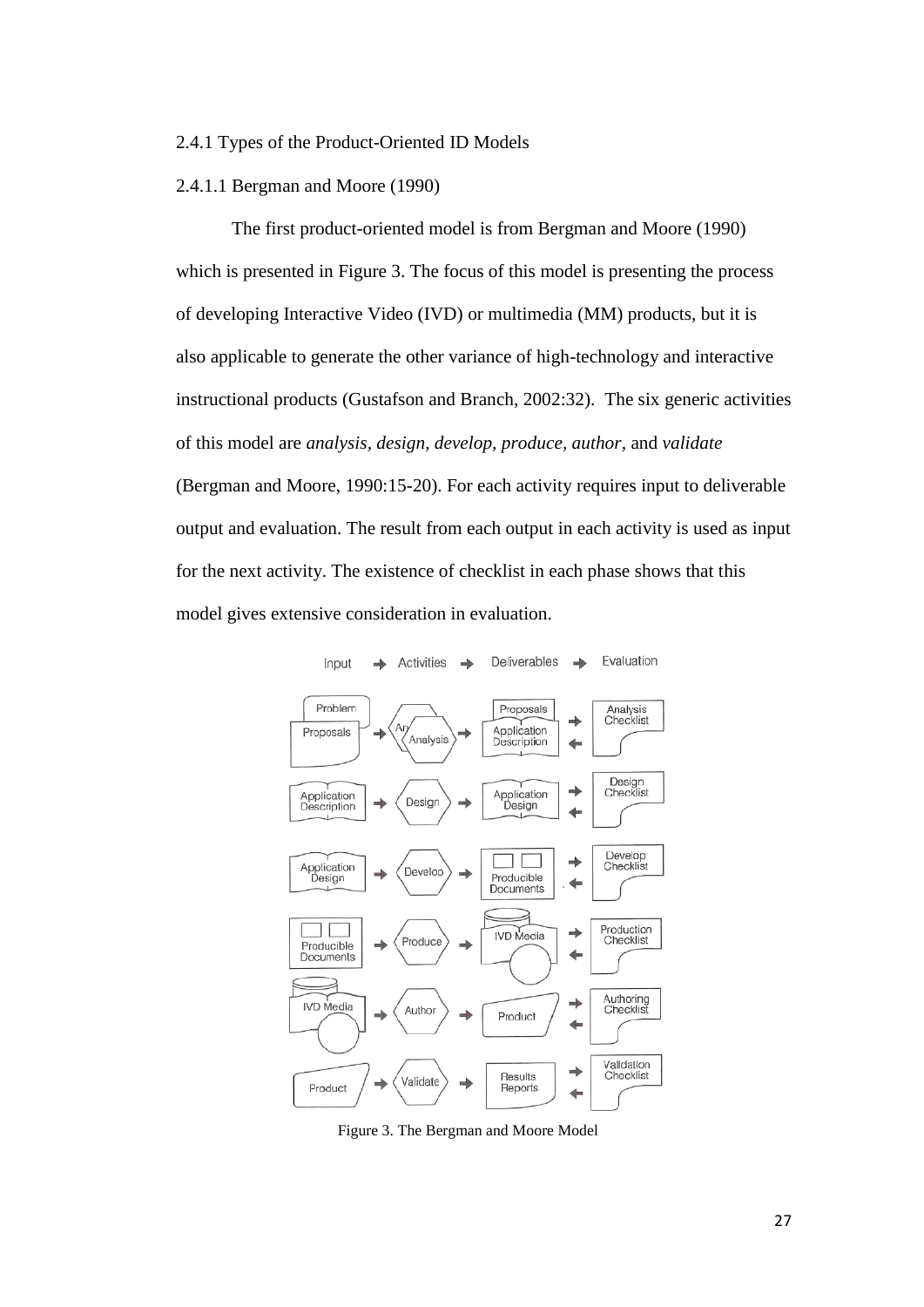### 2.4.1 Types of the Product-Oriented ID Models

#### 2.4.1.1 Bergman and Moore (1990)

The first product-oriented model is from Bergman and Moore (1990) which is presented in Figure 3. The focus of this model is presenting the process of developing Interactive Video (IVD) or multimedia (MM) products, but it is also applicable to generate the other variance of high-technology and interactive instructional products (Gustafson and Branch, 2002:32). The six generic activities of this model are *analysis, design, develop, produce, author,* and *validate* (Bergman and Moore, 1990:15-20). For each activity requires input to deliverable output and evaluation. The result from each output in each activity is used as input for the next activity. The existence of checklist in each phase shows that this model gives extensive consideration in evaluation.

| Input | Activities | Deliverables | Evaluation |
|---|---|---|---|
| Problem, Proposals | Analysis | Proposals, Application Description | Analysis Checklist |
| Application Description | Design | Application Design | Design Checklist |
| Application Design | Develop | Producible Documents | Develop Checklist |
| Producible Documents | Produce | IVD Media | Production Checklist |
| IVD Media | Author | Product | Authoring Checklist |
| Product | Validate | Results Reports | Validation Checklist |

Figure 3. The Bergman and Moore Model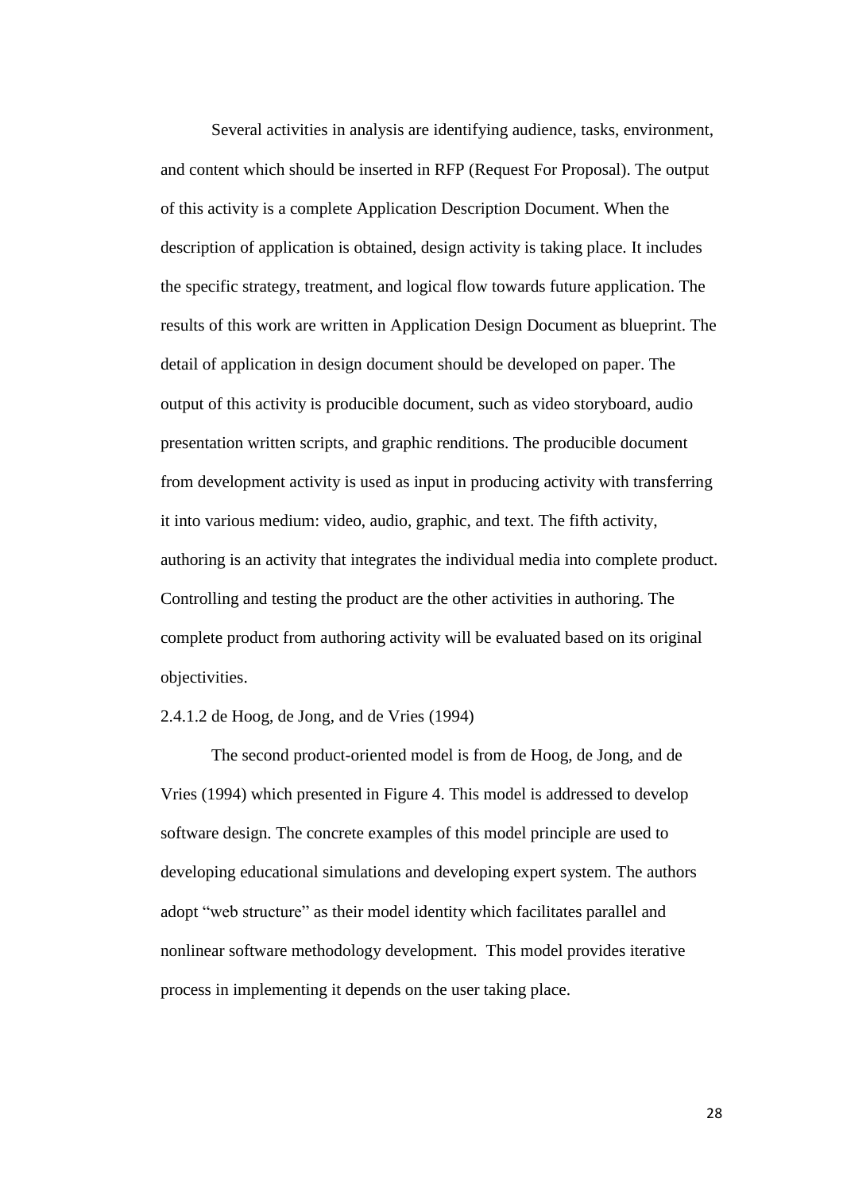Several activities in analysis are identifying audience, tasks, environment, and content which should be inserted in RFP (Request For Proposal). The output of this activity is a complete Application Description Document. When the description of application is obtained, design activity is taking place. It includes the specific strategy, treatment, and logical flow towards future application. The results of this work are written in Application Design Document as blueprint. The detail of application in design document should be developed on paper. The output of this activity is producible document, such as video storyboard, audio presentation written scripts, and graphic renditions. The producible document from development activity is used as input in producing activity with transferring it into various medium: video, audio, graphic, and text. The fifth activity, authoring is an activity that integrates the individual media into complete product. Controlling and testing the product are the other activities in authoring. The complete product from authoring activity will be evaluated based on its original objectivities.

#### 2.4.1.2 de Hoog, de Jong, and de Vries (1994)

The second product-oriented model is from de Hoog, de Jong, and de Vries (1994) which presented in Figure 4. This model is addressed to develop software design. The concrete examples of this model principle are used to developing educational simulations and developing expert system. The authors adopt "web structure" as their model identity which facilitates parallel and nonlinear software methodology development. This model provides iterative process in implementing it depends on the user taking place.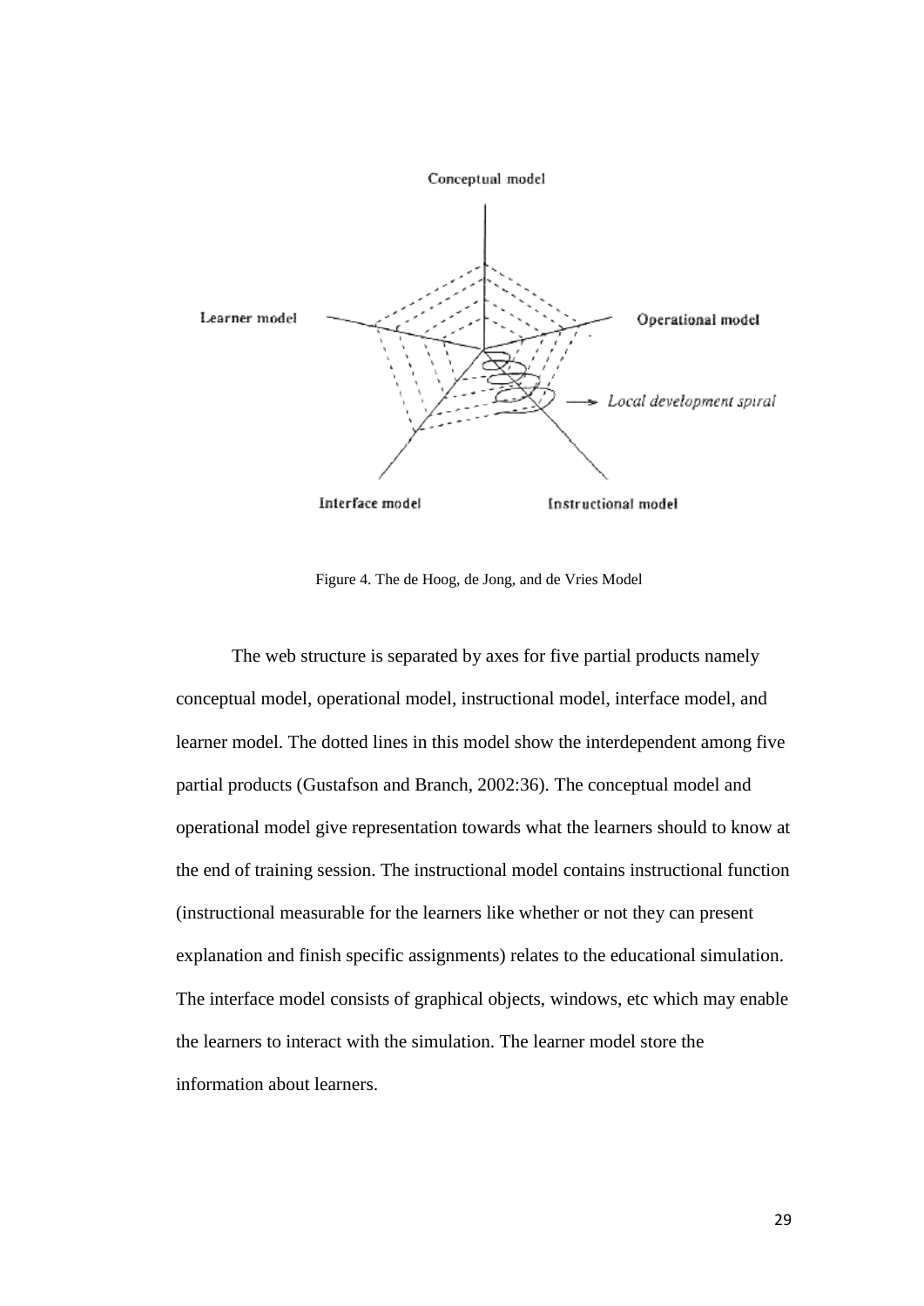Figure 4. The de Hoog, de Jong, and de Vries Model

The web structure is separated by axes for five partial products namely conceptual model, operational model, instructional model, interface model, and learner model. The dotted lines in this model show the interdependent among five partial products (Gustafson and Branch, 2002:36). The conceptual model and operational model give representation towards what the learners should to know at the end of training session. The instructional model contains instructional function (instructional measurable for the learners like whether or not they can present explanation and finish specific assignments) relates to the educational simulation. The interface model consists of graphical objects, windows, etc which may enable the learners to interact with the simulation. The learner model store the information about learners.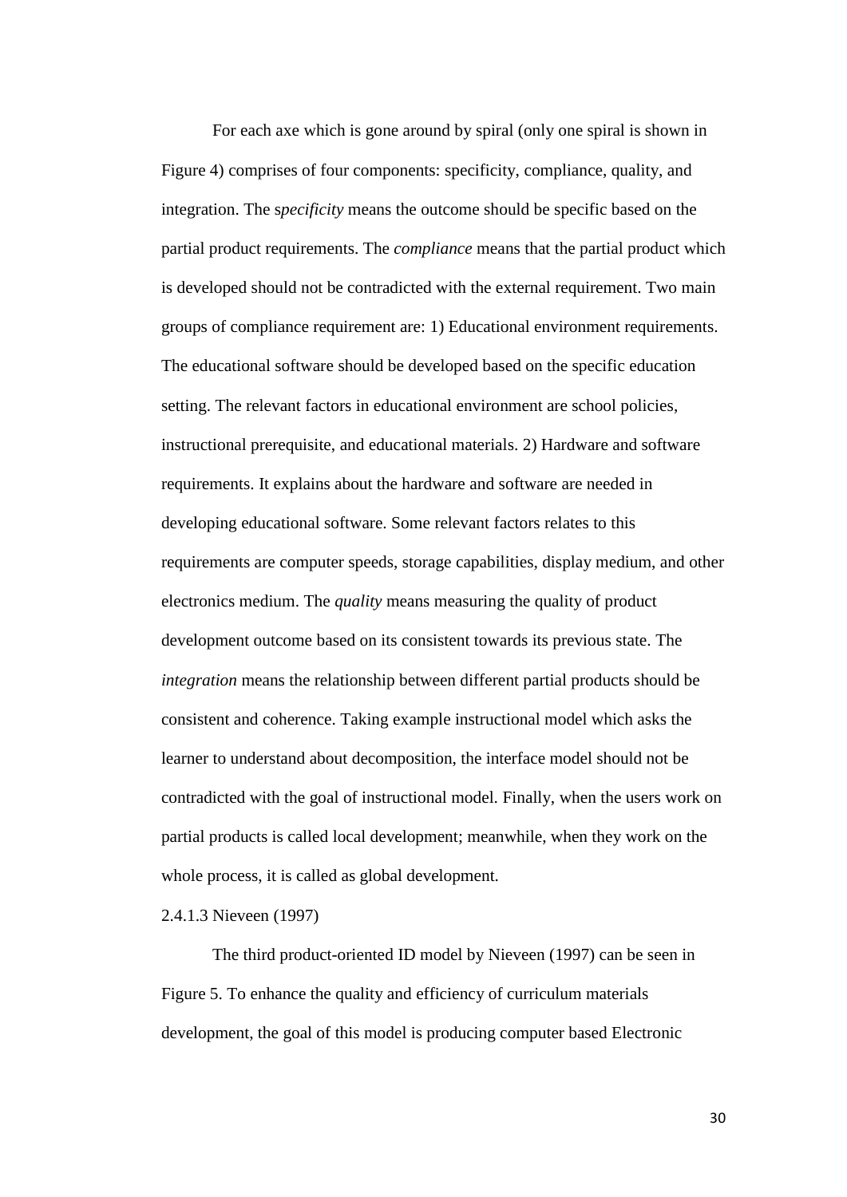For each axe which is gone around by spiral (only one spiral is shown in Figure 4) comprises of four components: specificity, compliance, quality, and integration. The s*pecificity* means the outcome should be specific based on the partial product requirements. The *compliance* means that the partial product which is developed should not be contradicted with the external requirement. Two main groups of compliance requirement are: 1) Educational environment requirements. The educational software should be developed based on the specific education setting. The relevant factors in educational environment are school policies, instructional prerequisite, and educational materials. 2) Hardware and software requirements. It explains about the hardware and software are needed in developing educational software. Some relevant factors relates to this requirements are computer speeds, storage capabilities, display medium, and other electronics medium. The *quality* means measuring the quality of product development outcome based on its consistent towards its previous state. The *integration* means the relationship between different partial products should be consistent and coherence. Taking example instructional model which asks the learner to understand about decomposition, the interface model should not be contradicted with the goal of instructional model. Finally, when the users work on partial products is called local development; meanwhile, when they work on the whole process, it is called as global development.

2.4.1.3 Nieveen (1997)

The third product-oriented ID model by Nieveen (1997) can be seen in Figure 5. To enhance the quality and efficiency of curriculum materials development, the goal of this model is producing computer based Electronic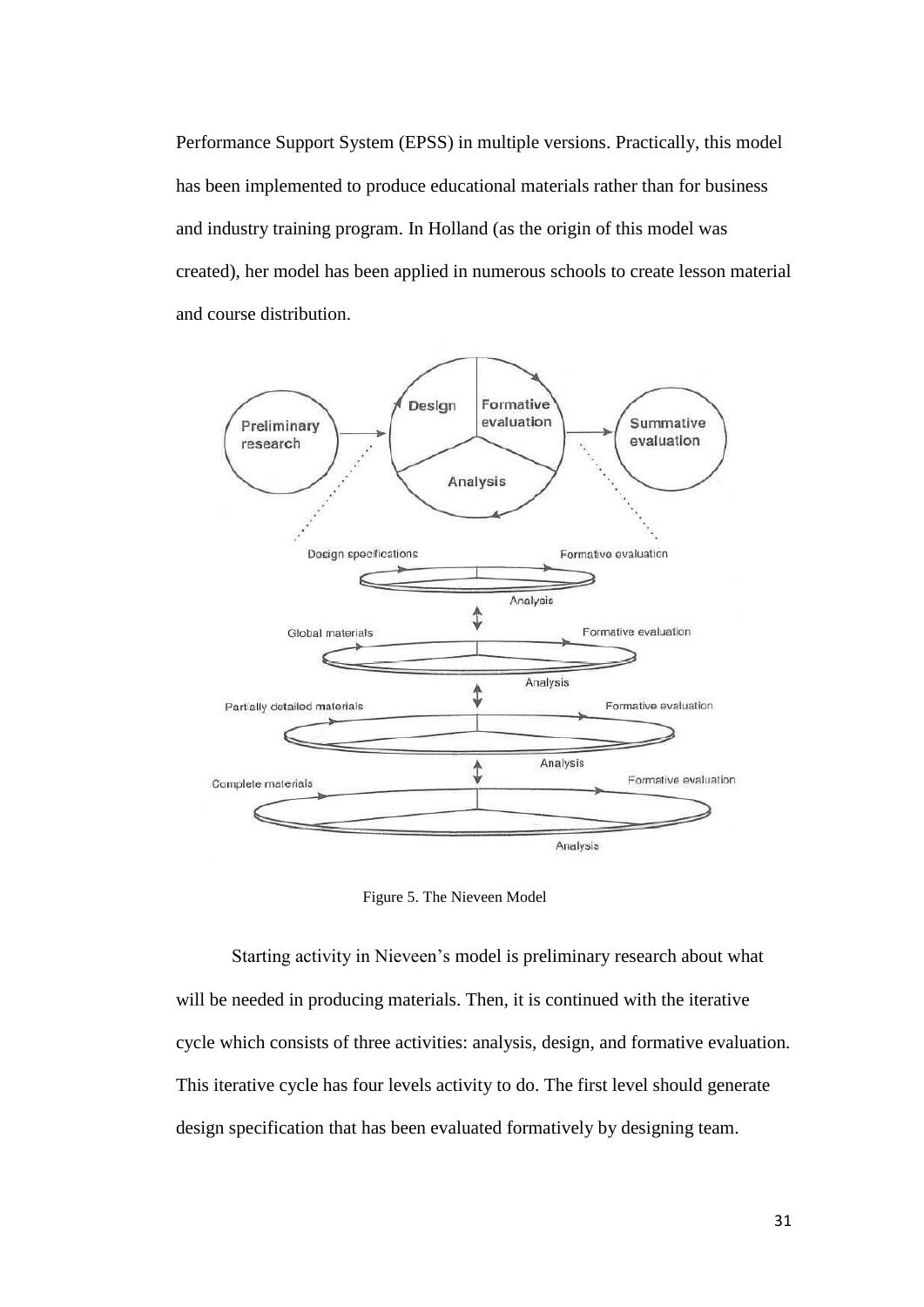Performance Support System (EPSS) in multiple versions. Practically, this model has been implemented to produce educational materials rather than for business and industry training program. In Holland (as the origin of this model was created), her model has been applied in numerous schools to create lesson material and course distribution.

Figure 5. The Nieveen Model

Starting activity in Nieveen's model is preliminary research about what will be needed in producing materials. Then, it is continued with the iterative cycle which consists of three activities: analysis, design, and formative evaluation. This iterative cycle has four levels activity to do. The first level should generate design specification that has been evaluated formatively by designing team.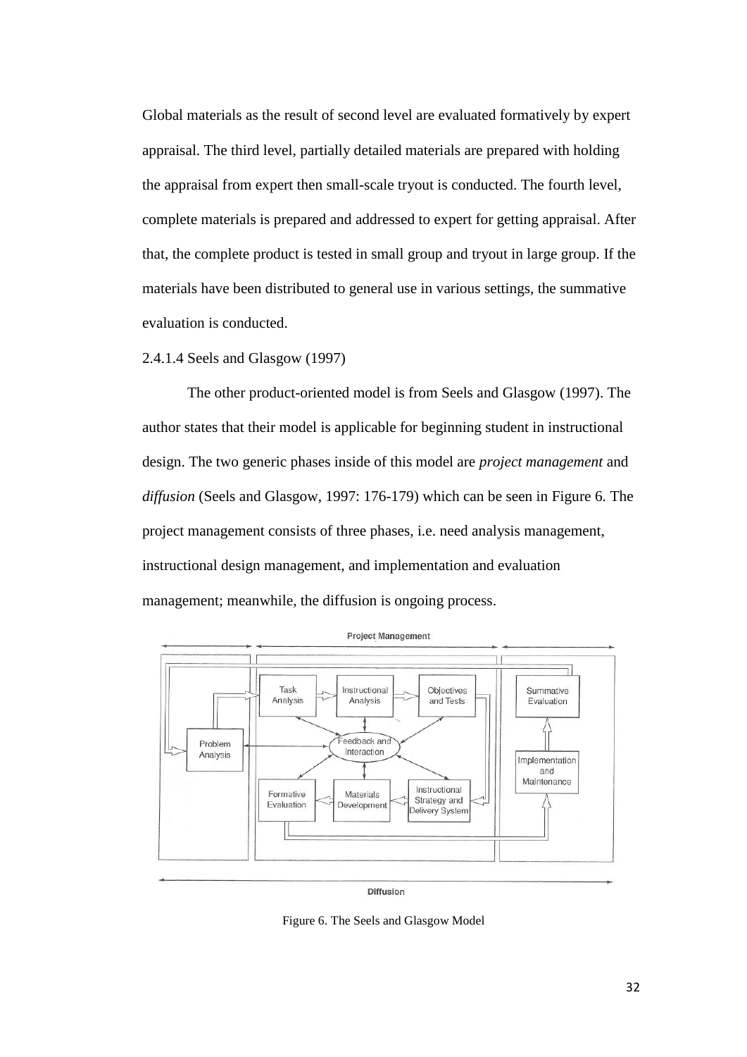Global materials as the result of second level are evaluated formatively by expert appraisal. The third level, partially detailed materials are prepared with holding the appraisal from expert then small-scale tryout is conducted. The fourth level, complete materials is prepared and addressed to expert for getting appraisal. After that, the complete product is tested in small group and tryout in large group. If the materials have been distributed to general use in various settings, the summative evaluation is conducted.

#### 2.4.1.4 Seels and Glasgow (1997)

The other product-oriented model is from Seels and Glasgow (1997). The author states that their model is applicable for beginning student in instructional design. The two generic phases inside of this model are *project management* and *diffusion* (Seels and Glasgow, 1997: 176-179) which can be seen in Figure 6. The project management consists of three phases, i.e. need analysis management, instructional design management, and implementation and evaluation management; meanwhile, the diffusion is ongoing process.

Figure 6. The Seels and Glasgow Model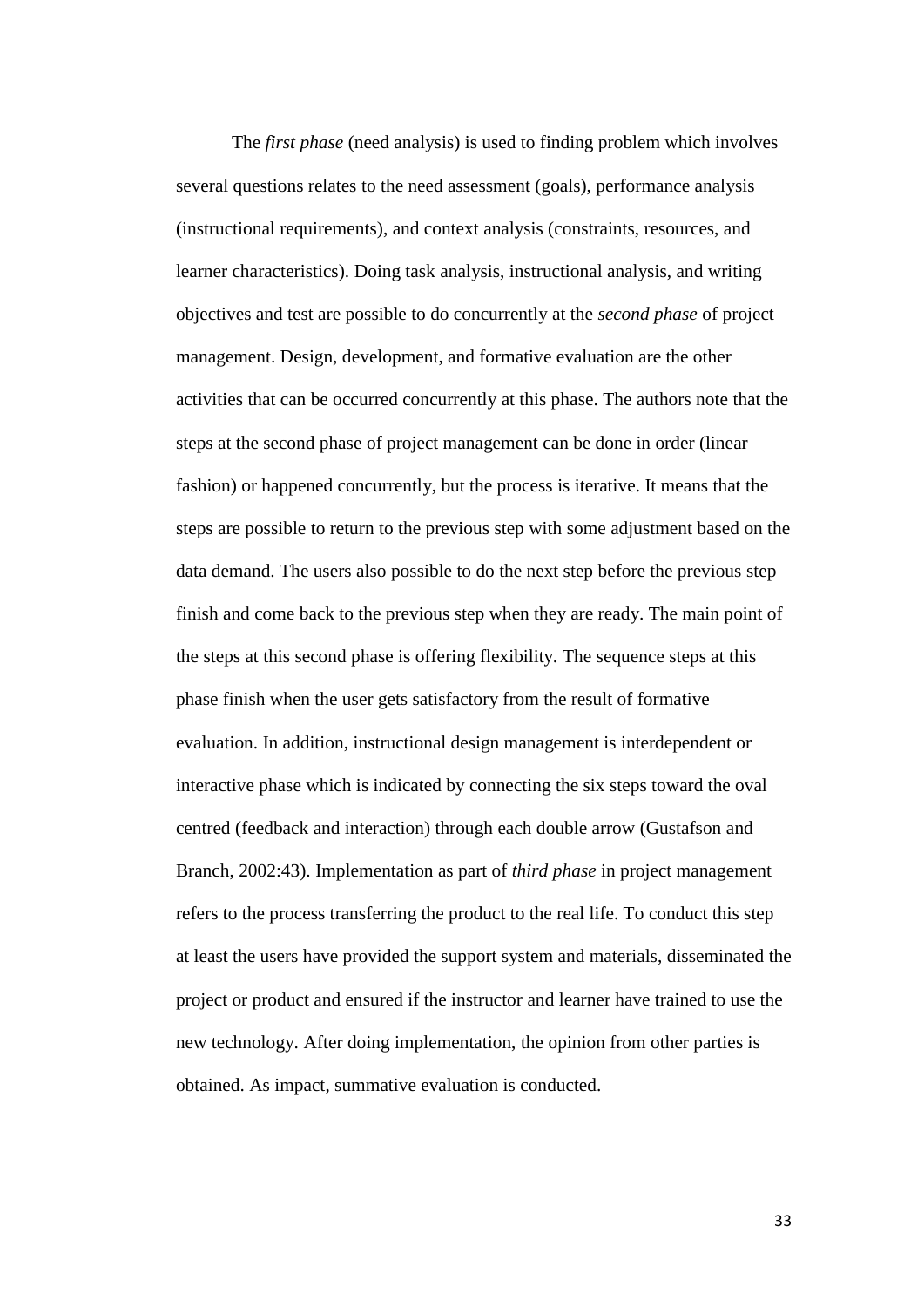The *first phase* (need analysis) is used to finding problem which involves several questions relates to the need assessment (goals), performance analysis (instructional requirements), and context analysis (constraints, resources, and learner characteristics). Doing task analysis, instructional analysis, and writing objectives and test are possible to do concurrently at the *second phase* of project management. Design, development, and formative evaluation are the other activities that can be occurred concurrently at this phase. The authors note that the steps at the second phase of project management can be done in order (linear fashion) or happened concurrently, but the process is iterative. It means that the steps are possible to return to the previous step with some adjustment based on the data demand. The users also possible to do the next step before the previous step finish and come back to the previous step when they are ready. The main point of the steps at this second phase is offering flexibility. The sequence steps at this phase finish when the user gets satisfactory from the result of formative evaluation. In addition, instructional design management is interdependent or interactive phase which is indicated by connecting the six steps toward the oval centred (feedback and interaction) through each double arrow (Gustafson and Branch, 2002:43). Implementation as part of *third phase* in project management refers to the process transferring the product to the real life. To conduct this step at least the users have provided the support system and materials, disseminated the project or product and ensured if the instructor and learner have trained to use the new technology. After doing implementation, the opinion from other parties is obtained. As impact, summative evaluation is conducted.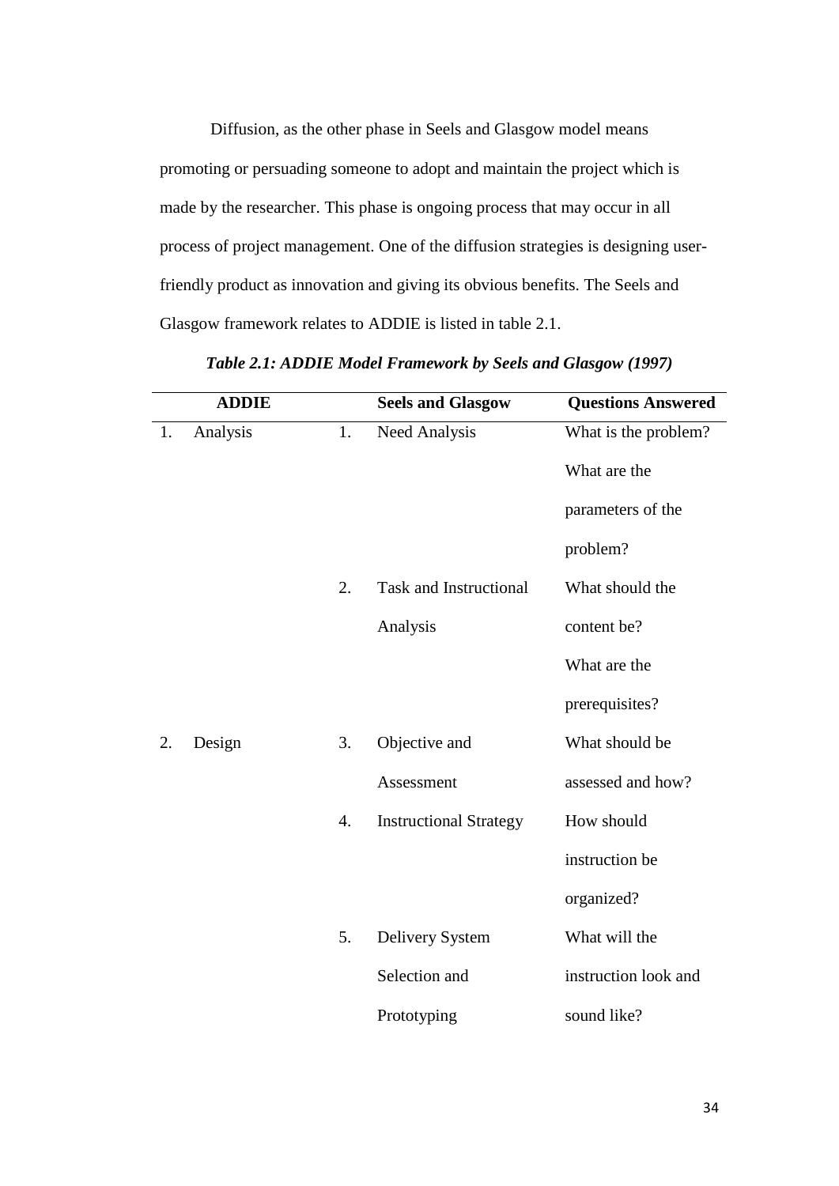Diffusion, as the other phase in Seels and Glasgow model means promoting or persuading someone to adopt and maintain the project which is made by the researcher. This phase is ongoing process that may occur in all process of project management. One of the diffusion strategies is designing user-friendly product as innovation and giving its obvious benefits. The Seels and Glasgow framework relates to ADDIE is listed in table 2.1.

***Table 2.1: ADDIE Model Framework by Seels and Glasgow (1997)***

| | **ADDIE** | | **Seels and Glasgow** | **Questions Answered** |
|---|---|---|---|---|
| 1. | Analysis | 1. | Need Analysis | What is the problem? What are the parameters of the problem? |
| | | 2. | Task and Instructional Analysis | What should the content be? What are the prerequisites? |
| 2. | Design | 3. | Objective and Assessment | What should be assessed and how? |
| | | 4. | Instructional Strategy | How should instruction be organized? |
| | | 5. | Delivery System Selection and Prototyping | What will the instruction look and sound like? |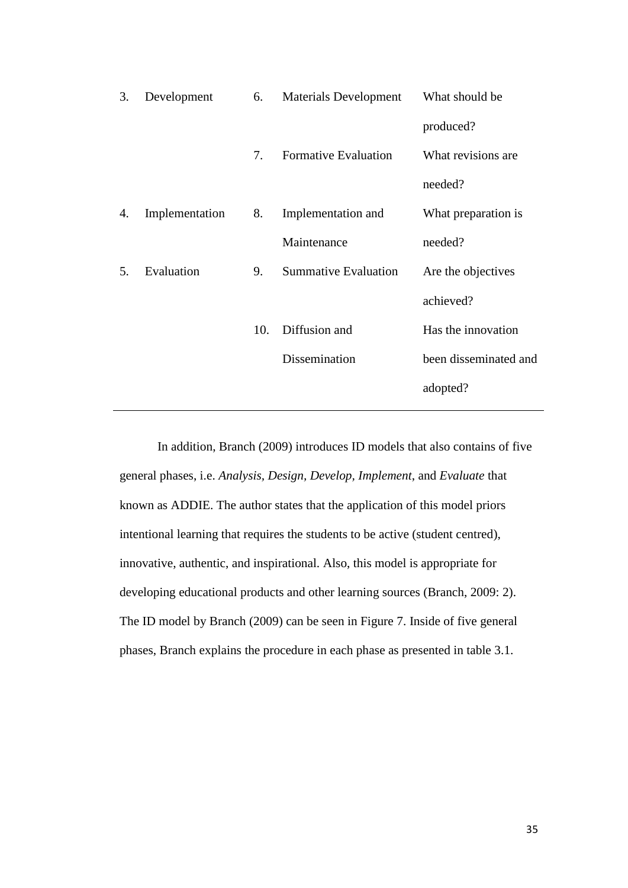| | | | | |
|---|---|---|---|---|
| 3. | Development | 6. | Materials Development | What should be produced? |
| | | 7. | Formative Evaluation | What revisions are needed? |
| 4. | Implementation | 8. | Implementation and Maintenance | What preparation is needed? |
| 5. | Evaluation | 9. | Summative Evaluation | Are the objectives achieved? |
| | | 10. | Diffusion and Dissemination | Has the innovation been disseminated and adopted? |

In addition, Branch (2009) introduces ID models that also contains of five general phases, i.e. *Analysis*, *Design*, *Develop*, *Implement*, and *Evaluate* that known as ADDIE. The author states that the application of this model priors intentional learning that requires the students to be active (student centred), innovative, authentic, and inspirational. Also, this model is appropriate for developing educational products and other learning sources (Branch, 2009: 2). The ID model by Branch (2009) can be seen in Figure 7. Inside of five general phases, Branch explains the procedure in each phase as presented in table 3.1.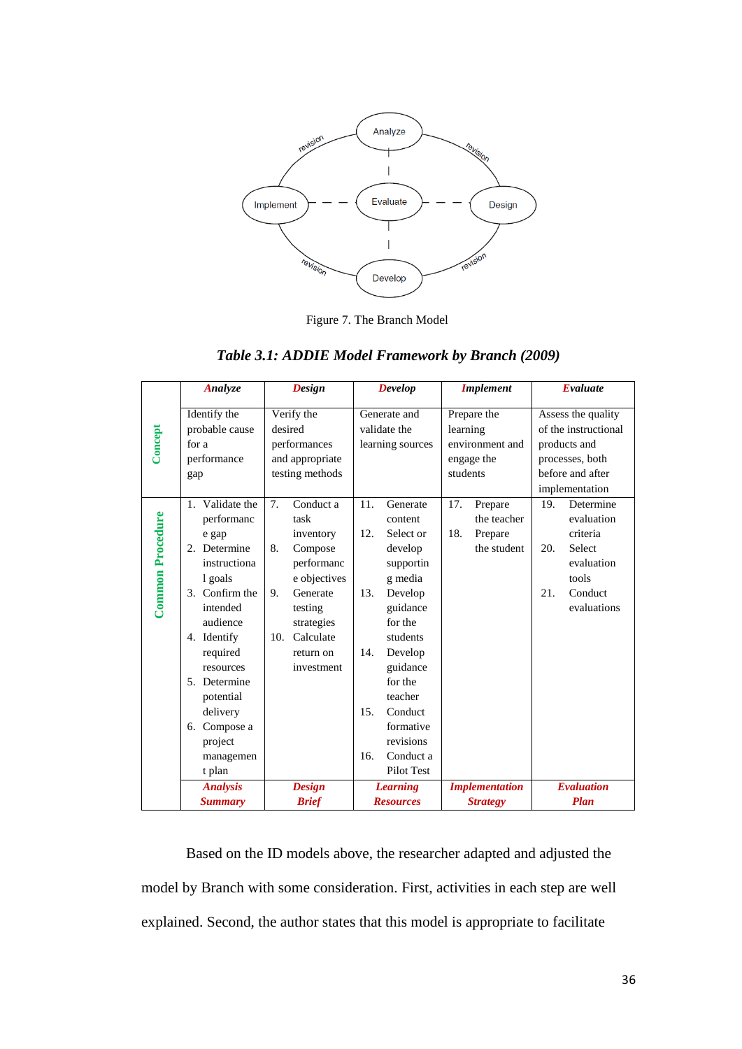Figure 7. The Branch Model

***Table 3.1: ADDIE Model Framework by Branch (2009)***

| | ***Analyze*** | ***Design*** | ***Develop*** | ***Implement*** | ***Evaluate*** |
|---|---|---|---|---|---|
| **Concept** | Identify the probable cause for a performance gap | Verify the desired performances and appropriate testing methods | Generate and validate the learning sources | Prepare the learning environment and engage the students | Assess the quality of the instructional products and processes, both before and after implementation |
| **Common Procedure** | 1. Validate the performance gap<br>2. Determine instructional goals<br>3. Confirm the intended audience<br>4. Identify required resources<br>5. Determine potential delivery<br>6. Compose a project management plan | 7. Conduct a task inventory<br>8. Compose performance objectives<br>9. Generate testing strategies<br>10. Calculate return on investment | 11. Generate content<br>12. Select or develop supporting media<br>13. Develop guidance for the students<br>14. Develop guidance for the teacher<br>15. Conduct formative revisions<br>16. Conduct a Pilot Test | 17. Prepare the teacher<br>18. Prepare the student | 19. Determine evaluation criteria<br>20. Select evaluation tools<br>21. Conduct evaluations |
| | ***Analysis Summary*** | ***Design Brief*** | ***Learning Resources*** | ***Implementation Strategy*** | ***Evaluation Plan*** |

Based on the ID models above, the researcher adapted and adjusted the model by Branch with some consideration. First, activities in each step are well explained. Second, the author states that this model is appropriate to facilitate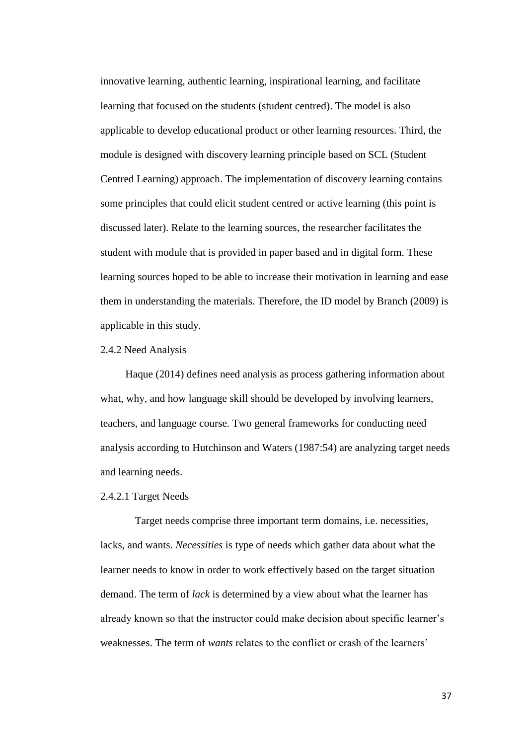innovative learning, authentic learning, inspirational learning, and facilitate learning that focused on the students (student centred). The model is also applicable to develop educational product or other learning resources. Third, the module is designed with discovery learning principle based on SCL (Student Centred Learning) approach. The implementation of discovery learning contains some principles that could elicit student centred or active learning (this point is discussed later). Relate to the learning sources, the researcher facilitates the student with module that is provided in paper based and in digital form. These learning sources hoped to be able to increase their motivation in learning and ease them in understanding the materials. Therefore, the ID model by Branch (2009) is applicable in this study.

### 2.4.2 Need Analysis

Haque (2014) defines need analysis as process gathering information about what, why, and how language skill should be developed by involving learners, teachers, and language course. Two general frameworks for conducting need analysis according to Hutchinson and Waters (1987:54) are analyzing target needs and learning needs.

#### 2.4.2.1 Target Needs

Target needs comprise three important term domains, i.e. necessities, lacks, and wants. *Necessities* is type of needs which gather data about what the learner needs to know in order to work effectively based on the target situation demand. The term of *lack* is determined by a view about what the learner has already known so that the instructor could make decision about specific learner's weaknesses. The term of *wants* relates to the conflict or crash of the learners'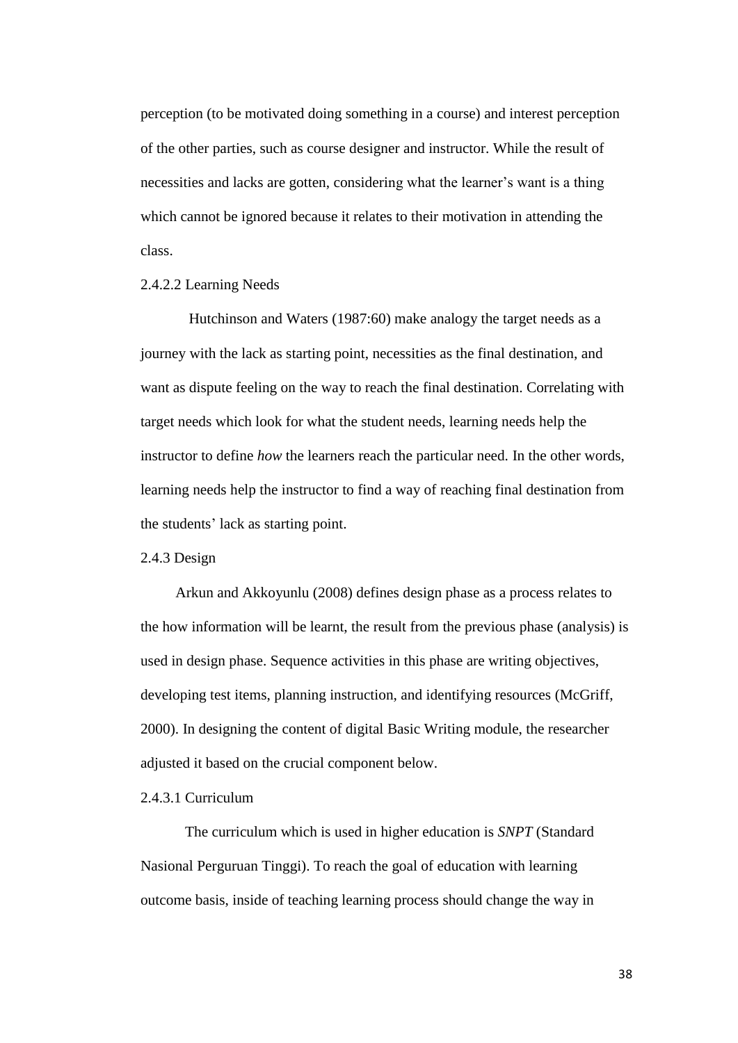perception (to be motivated doing something in a course) and interest perception of the other parties, such as course designer and instructor. While the result of necessities and lacks are gotten, considering what the learner's want is a thing which cannot be ignored because it relates to their motivation in attending the class.

#### 2.4.2.2 Learning Needs

Hutchinson and Waters (1987:60) make analogy the target needs as a journey with the lack as starting point, necessities as the final destination, and want as dispute feeling on the way to reach the final destination. Correlating with target needs which look for what the student needs, learning needs help the instructor to define *how* the learners reach the particular need. In the other words, learning needs help the instructor to find a way of reaching final destination from the students' lack as starting point.

### 2.4.3 Design

Arkun and Akkoyunlu (2008) defines design phase as a process relates to the how information will be learnt, the result from the previous phase (analysis) is used in design phase. Sequence activities in this phase are writing objectives, developing test items, planning instruction, and identifying resources (McGriff, 2000). In designing the content of digital Basic Writing module, the researcher adjusted it based on the crucial component below.

#### 2.4.3.1 Curriculum

The curriculum which is used in higher education is *SNPT* (Standard Nasional Perguruan Tinggi). To reach the goal of education with learning outcome basis, inside of teaching learning process should change the way in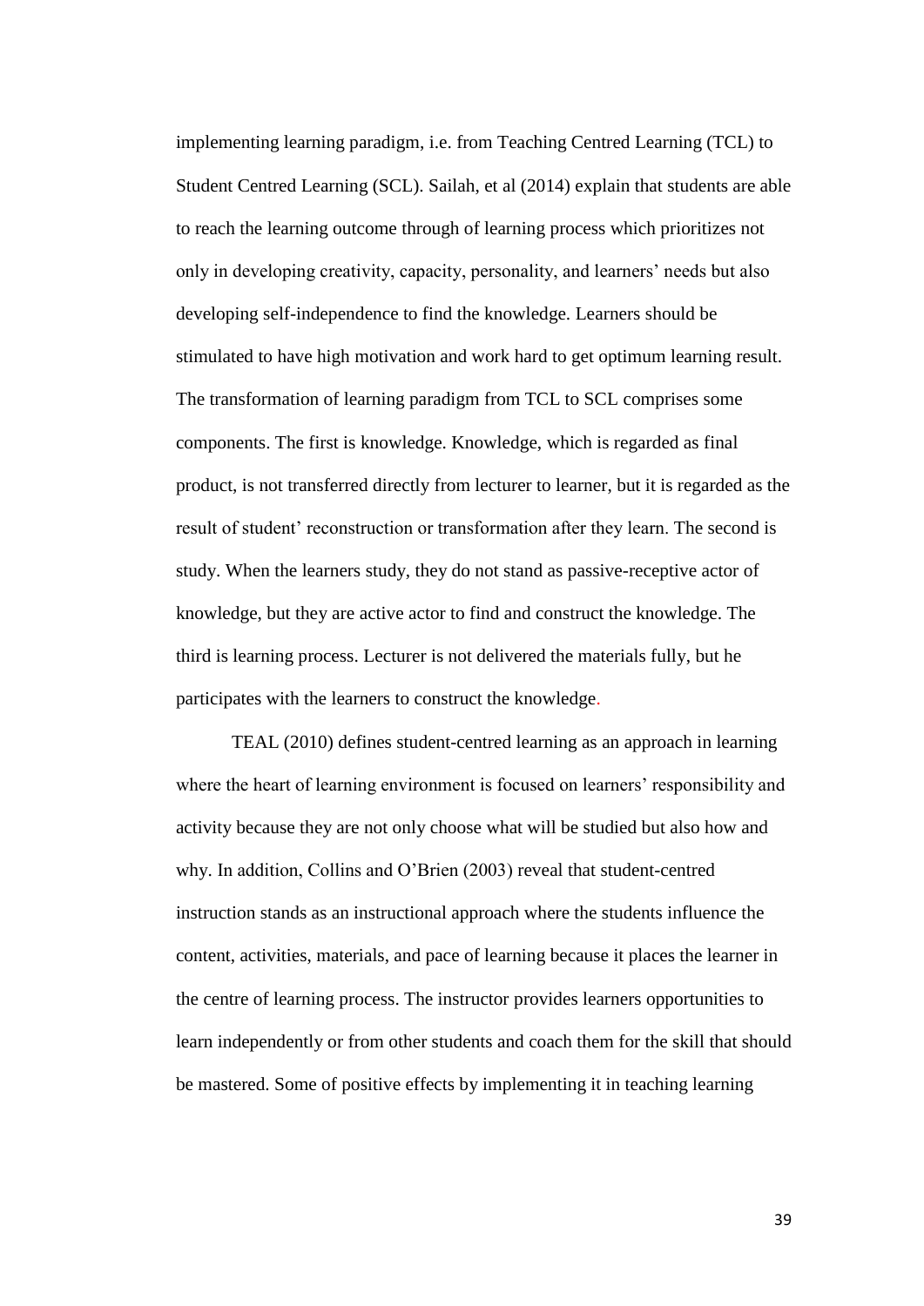implementing learning paradigm, i.e. from Teaching Centred Learning (TCL) to Student Centred Learning (SCL). Sailah, et al (2014) explain that students are able to reach the learning outcome through of learning process which prioritizes not only in developing creativity, capacity, personality, and learners' needs but also developing self-independence to find the knowledge. Learners should be stimulated to have high motivation and work hard to get optimum learning result. The transformation of learning paradigm from TCL to SCL comprises some components. The first is knowledge. Knowledge, which is regarded as final product, is not transferred directly from lecturer to learner, but it is regarded as the result of student' reconstruction or transformation after they learn. The second is study. When the learners study, they do not stand as passive-receptive actor of knowledge, but they are active actor to find and construct the knowledge. The third is learning process. Lecturer is not delivered the materials fully, but he participates with the learners to construct the knowledge.

TEAL (2010) defines student-centred learning as an approach in learning where the heart of learning environment is focused on learners' responsibility and activity because they are not only choose what will be studied but also how and why. In addition, Collins and O'Brien (2003) reveal that student-centred instruction stands as an instructional approach where the students influence the content, activities, materials, and pace of learning because it places the learner in the centre of learning process. The instructor provides learners opportunities to learn independently or from other students and coach them for the skill that should be mastered. Some of positive effects by implementing it in teaching learning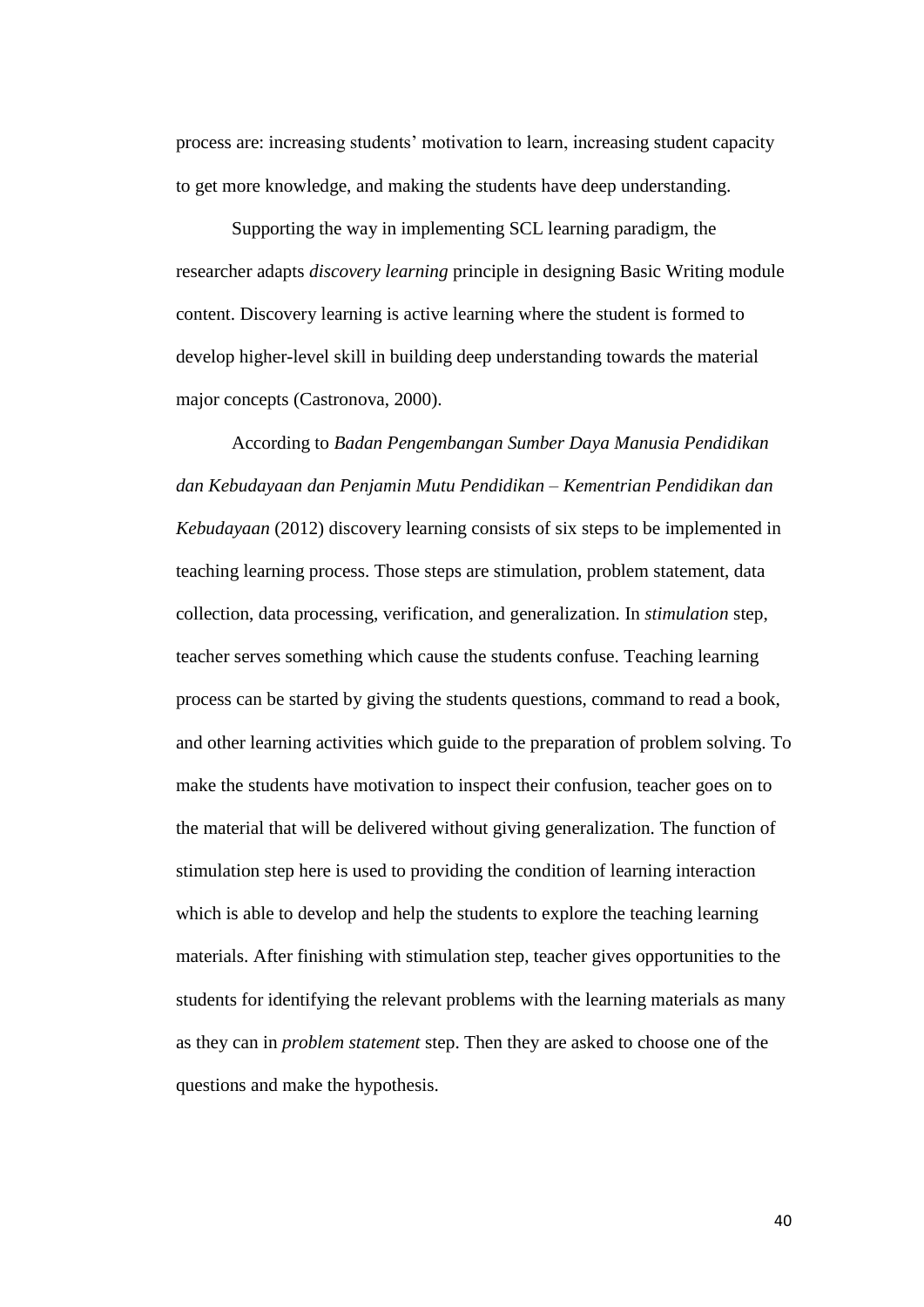process are: increasing students' motivation to learn, increasing student capacity to get more knowledge, and making the students have deep understanding.

Supporting the way in implementing SCL learning paradigm, the researcher adapts *discovery learning* principle in designing Basic Writing module content. Discovery learning is active learning where the student is formed to develop higher-level skill in building deep understanding towards the material major concepts (Castronova, 2000).

According to *Badan Pengembangan Sumber Daya Manusia Pendidikan dan Kebudayaan dan Penjamin Mutu Pendidikan – Kementrian Pendidikan dan Kebudayaan* (2012) discovery learning consists of six steps to be implemented in teaching learning process. Those steps are stimulation, problem statement, data collection, data processing, verification, and generalization. In *stimulation* step, teacher serves something which cause the students confuse. Teaching learning process can be started by giving the students questions, command to read a book, and other learning activities which guide to the preparation of problem solving. To make the students have motivation to inspect their confusion, teacher goes on to the material that will be delivered without giving generalization. The function of stimulation step here is used to providing the condition of learning interaction which is able to develop and help the students to explore the teaching learning materials. After finishing with stimulation step, teacher gives opportunities to the students for identifying the relevant problems with the learning materials as many as they can in *problem statement* step. Then they are asked to choose one of the questions and make the hypothesis.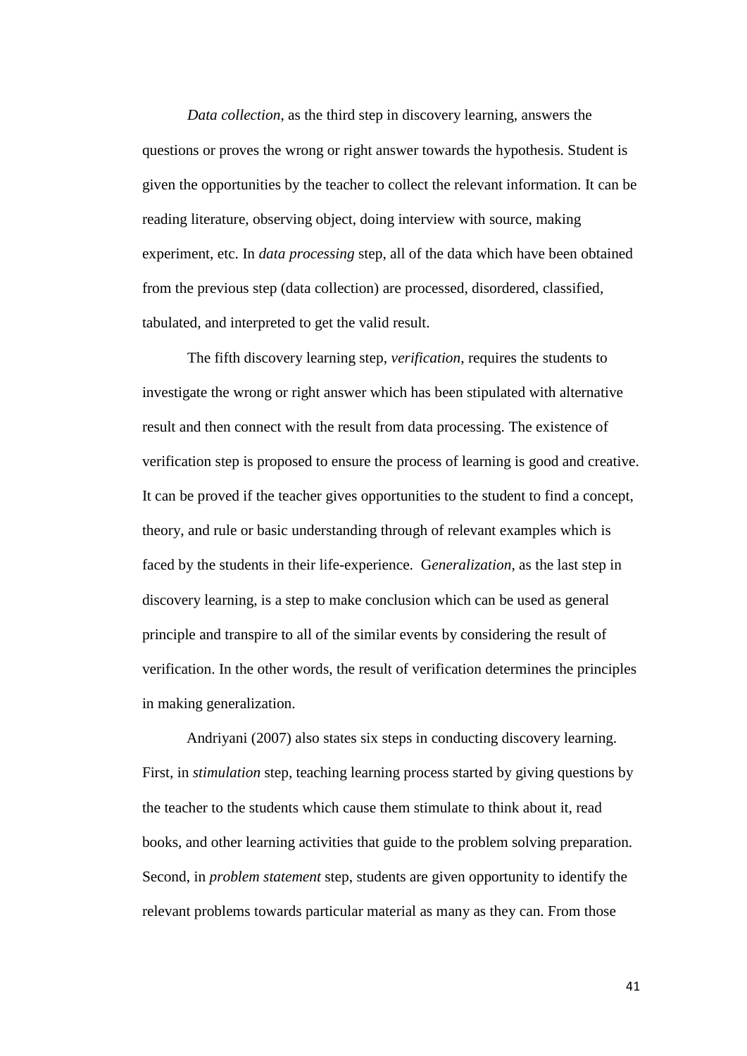*Data collection*, as the third step in discovery learning, answers the questions or proves the wrong or right answer towards the hypothesis. Student is given the opportunities by the teacher to collect the relevant information. It can be reading literature, observing object, doing interview with source, making experiment, etc. In *data processing* step, all of the data which have been obtained from the previous step (data collection) are processed, disordered, classified, tabulated, and interpreted to get the valid result.

The fifth discovery learning step, *verification*, requires the students to investigate the wrong or right answer which has been stipulated with alternative result and then connect with the result from data processing. The existence of verification step is proposed to ensure the process of learning is good and creative. It can be proved if the teacher gives opportunities to the student to find a concept, theory, and rule or basic understanding through of relevant examples which is faced by the students in their life-experience. G*eneralization*, as the last step in discovery learning, is a step to make conclusion which can be used as general principle and transpire to all of the similar events by considering the result of verification. In the other words, the result of verification determines the principles in making generalization.

Andriyani (2007) also states six steps in conducting discovery learning. First, in *stimulation* step, teaching learning process started by giving questions by the teacher to the students which cause them stimulate to think about it, read books, and other learning activities that guide to the problem solving preparation. Second, in *problem statement* step, students are given opportunity to identify the relevant problems towards particular material as many as they can. From those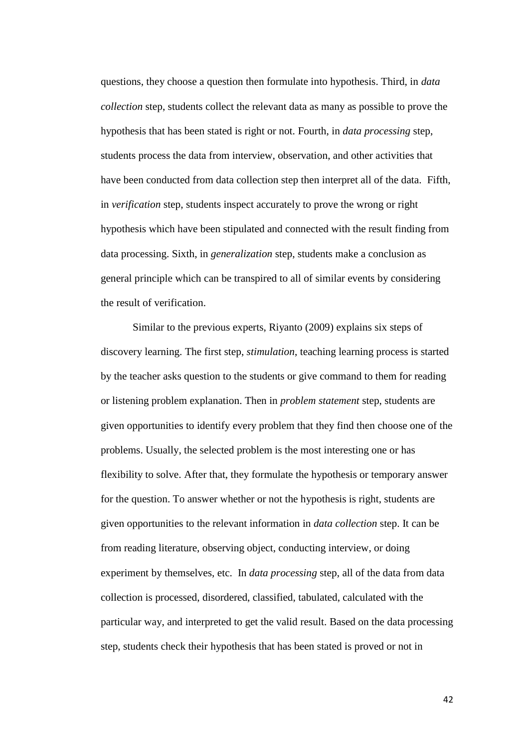questions, they choose a question then formulate into hypothesis. Third, in *data collection* step, students collect the relevant data as many as possible to prove the hypothesis that has been stated is right or not. Fourth, in *data processing* step, students process the data from interview, observation, and other activities that have been conducted from data collection step then interpret all of the data. Fifth, in *verification* step, students inspect accurately to prove the wrong or right hypothesis which have been stipulated and connected with the result finding from data processing. Sixth, in *generalization* step, students make a conclusion as general principle which can be transpired to all of similar events by considering the result of verification.

Similar to the previous experts, Riyanto (2009) explains six steps of discovery learning. The first step, *stimulation*, teaching learning process is started by the teacher asks question to the students or give command to them for reading or listening problem explanation. Then in *problem statement* step, students are given opportunities to identify every problem that they find then choose one of the problems. Usually, the selected problem is the most interesting one or has flexibility to solve. After that, they formulate the hypothesis or temporary answer for the question. To answer whether or not the hypothesis is right, students are given opportunities to the relevant information in *data collection* step. It can be from reading literature, observing object, conducting interview, or doing experiment by themselves, etc. In *data processing* step, all of the data from data collection is processed, disordered, classified, tabulated, calculated with the particular way, and interpreted to get the valid result. Based on the data processing step, students check their hypothesis that has been stated is proved or not in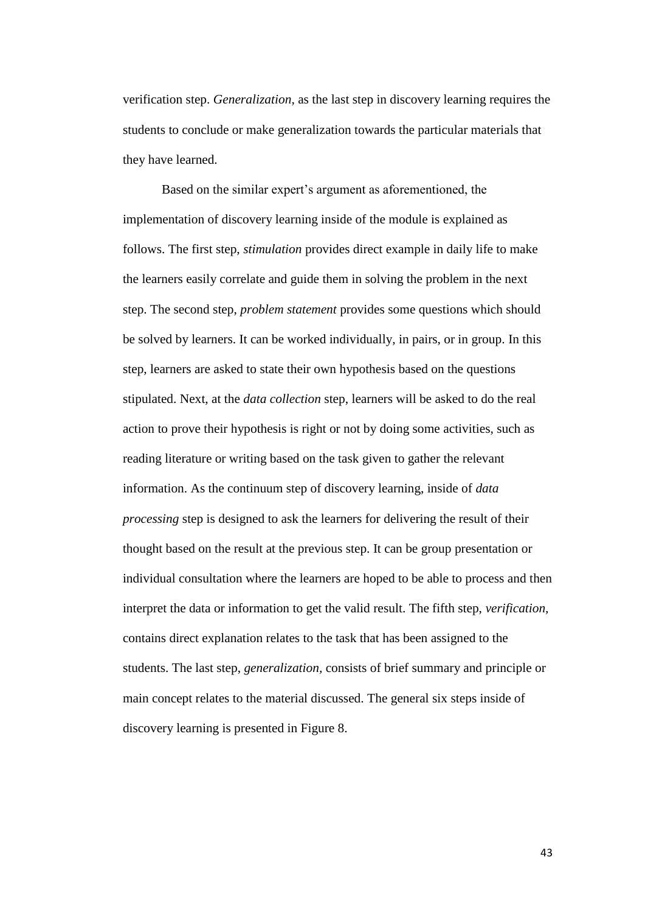verification step. *Generalization*, as the last step in discovery learning requires the students to conclude or make generalization towards the particular materials that they have learned.

Based on the similar expert's argument as aforementioned, the implementation of discovery learning inside of the module is explained as follows. The first step, *stimulation* provides direct example in daily life to make the learners easily correlate and guide them in solving the problem in the next step. The second step, *problem statement* provides some questions which should be solved by learners. It can be worked individually, in pairs, or in group. In this step, learners are asked to state their own hypothesis based on the questions stipulated. Next, at the *data collection* step, learners will be asked to do the real action to prove their hypothesis is right or not by doing some activities, such as reading literature or writing based on the task given to gather the relevant information. As the continuum step of discovery learning, inside of *data processing* step is designed to ask the learners for delivering the result of their thought based on the result at the previous step. It can be group presentation or individual consultation where the learners are hoped to be able to process and then interpret the data or information to get the valid result. The fifth step, *verification*, contains direct explanation relates to the task that has been assigned to the students. The last step, *generalization,* consists of brief summary and principle or main concept relates to the material discussed. The general six steps inside of discovery learning is presented in Figure 8.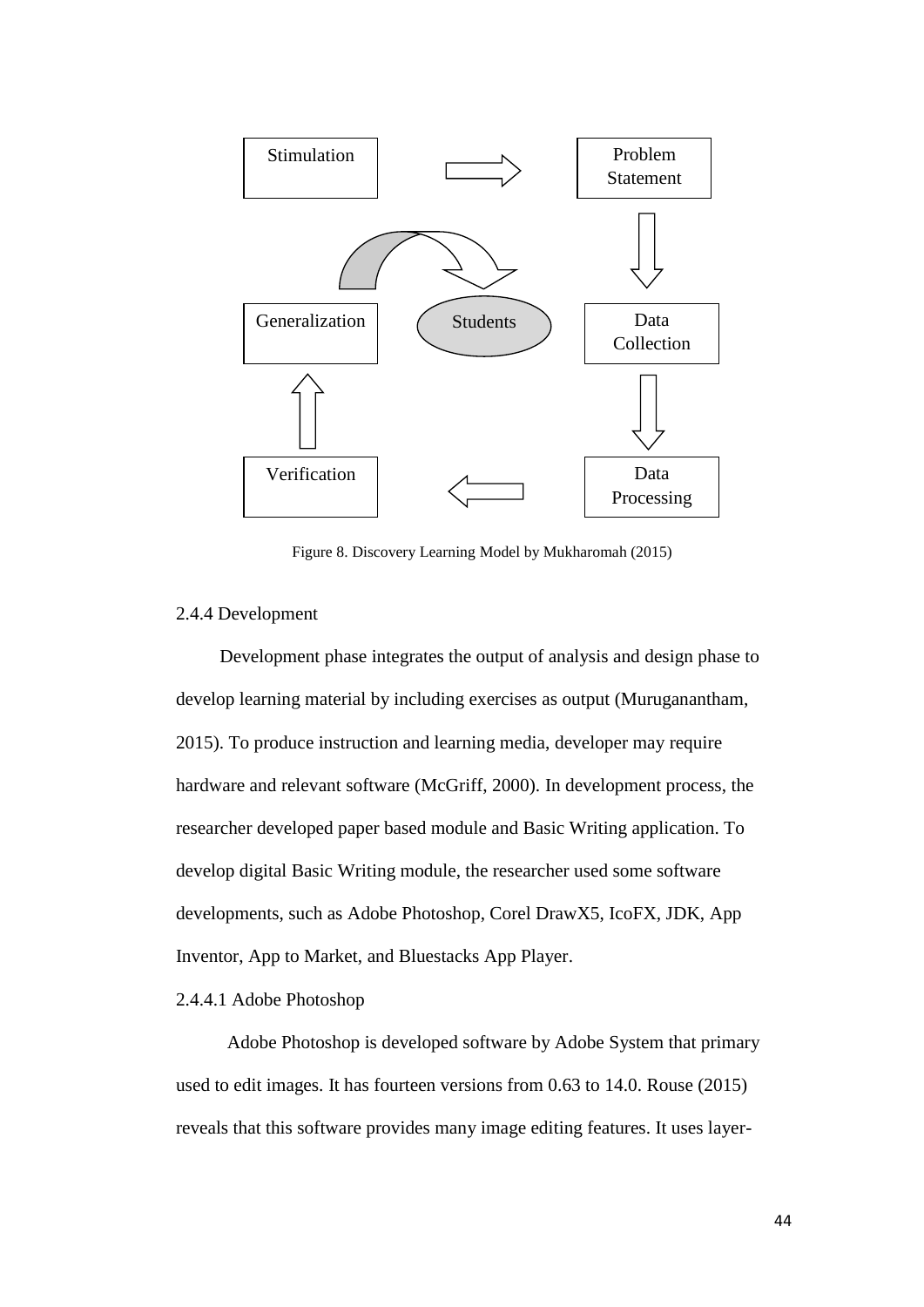Stimulation

Problem Statement

Data Collection

Data Processing

Verification

Generalization

Students

Figure 8. Discovery Learning Model by Mukharomah (2015)

2.4.4 Development

Development phase integrates the output of analysis and design phase to develop learning material by including exercises as output (Muruganantham, 2015). To produce instruction and learning media, developer may require hardware and relevant software (McGriff, 2000). In development process, the researcher developed paper based module and Basic Writing application. To develop digital Basic Writing module, the researcher used some software developments, such as Adobe Photoshop, Corel DrawX5, IcoFX, JDK, App Inventor, App to Market, and Bluestacks App Player.

2.4.4.1 Adobe Photoshop

Adobe Photoshop is developed software by Adobe System that primary used to edit images. It has fourteen versions from 0.63 to 14.0. Rouse (2015) reveals that this software provides many image editing features. It uses layer-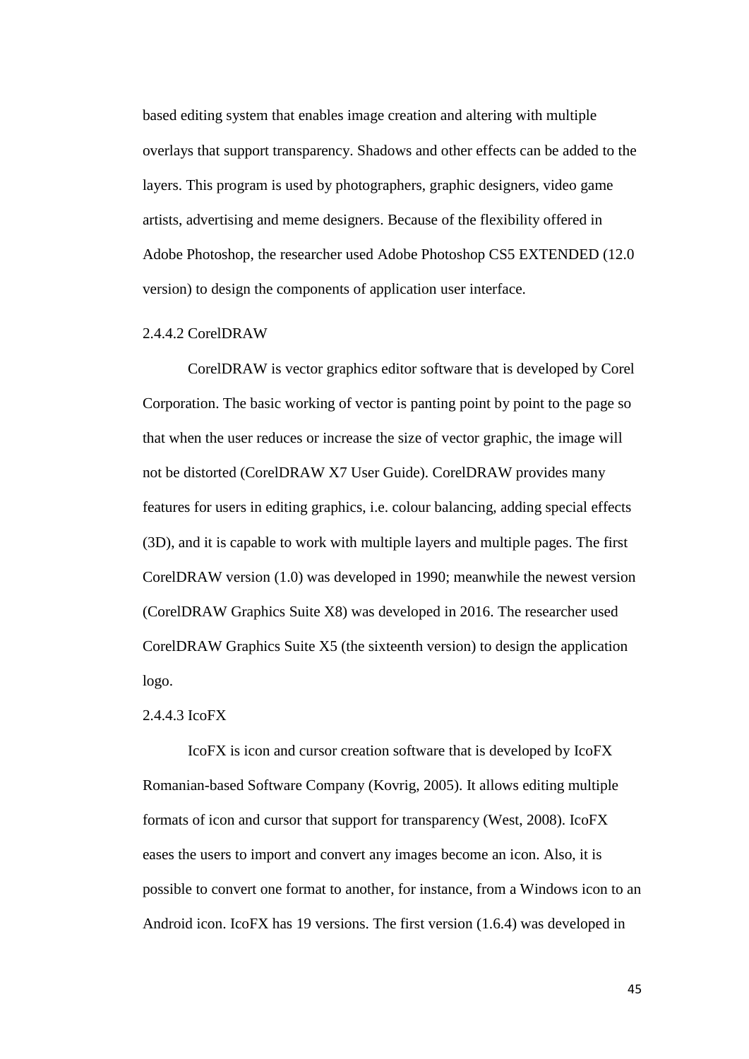based editing system that enables image creation and altering with multiple overlays that support transparency. Shadows and other effects can be added to the layers. This program is used by photographers, graphic designers, video game artists, advertising and meme designers. Because of the flexibility offered in Adobe Photoshop, the researcher used Adobe Photoshop CS5 EXTENDED (12.0 version) to design the components of application user interface.

#### 2.4.4.2 CorelDRAW

CorelDRAW is vector graphics editor software that is developed by Corel Corporation. The basic working of vector is panting point by point to the page so that when the user reduces or increase the size of vector graphic, the image will not be distorted (CorelDRAW X7 User Guide). CorelDRAW provides many features for users in editing graphics, i.e. colour balancing, adding special effects (3D), and it is capable to work with multiple layers and multiple pages. The first CorelDRAW version (1.0) was developed in 1990; meanwhile the newest version (CorelDRAW Graphics Suite X8) was developed in 2016. The researcher used CorelDRAW Graphics Suite X5 (the sixteenth version) to design the application logo.

#### 2.4.4.3 IcoFX

IcoFX is icon and cursor creation software that is developed by IcoFX Romanian-based Software Company (Kovrig, 2005). It allows editing multiple formats of icon and cursor that support for transparency (West, 2008). IcoFX eases the users to import and convert any images become an icon. Also, it is possible to convert one format to another, for instance, from a Windows icon to an Android icon. IcoFX has 19 versions. The first version (1.6.4) was developed in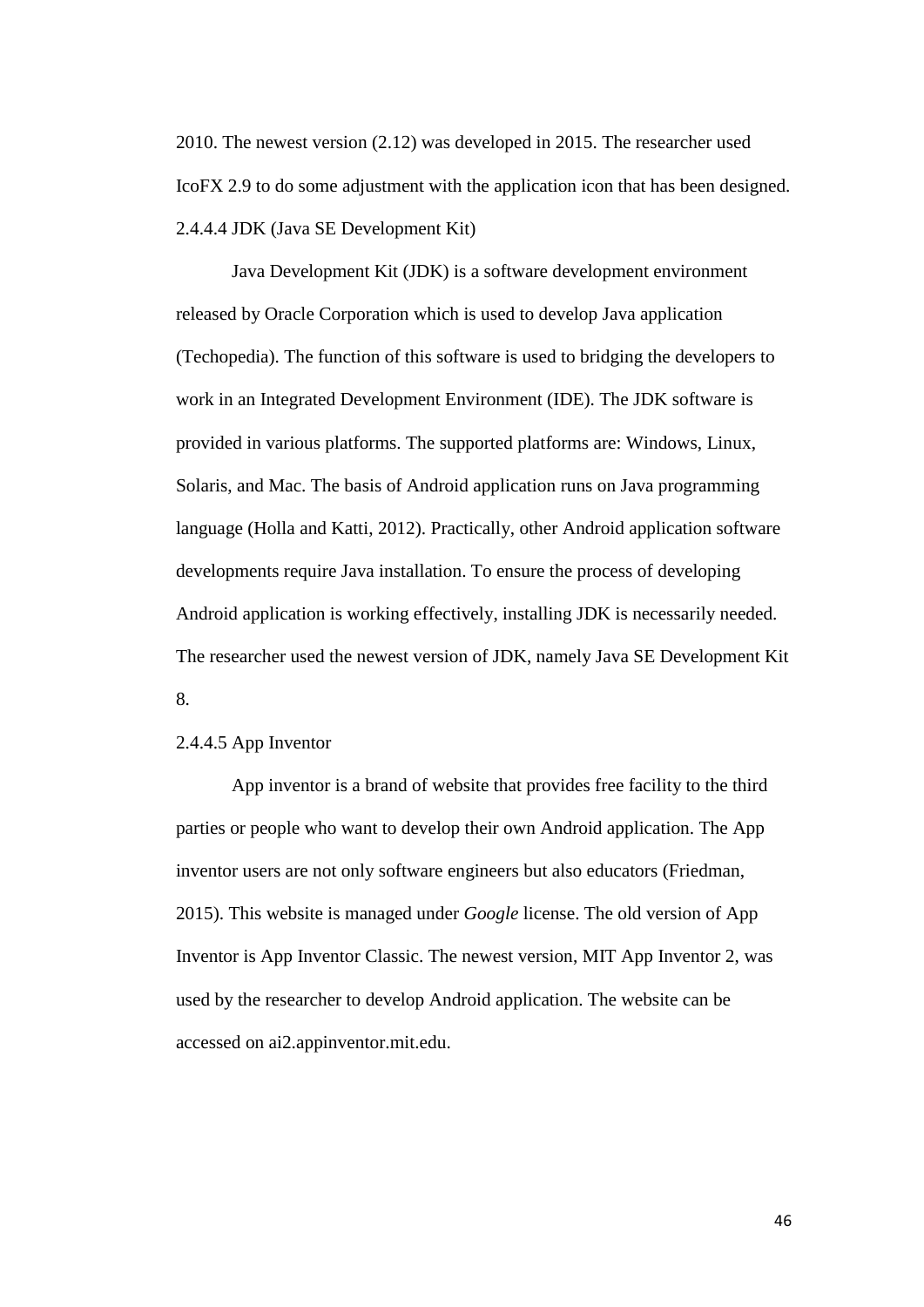2010. The newest version (2.12) was developed in 2015. The researcher used IcoFX 2.9 to do some adjustment with the application icon that has been designed.

#### 2.4.4.4 JDK (Java SE Development Kit)

Java Development Kit (JDK) is a software development environment released by Oracle Corporation which is used to develop Java application (Techopedia). The function of this software is used to bridging the developers to work in an Integrated Development Environment (IDE). The JDK software is provided in various platforms. The supported platforms are: Windows, Linux, Solaris, and Mac. The basis of Android application runs on Java programming language (Holla and Katti, 2012). Practically, other Android application software developments require Java installation. To ensure the process of developing Android application is working effectively, installing JDK is necessarily needed. The researcher used the newest version of JDK, namely Java SE Development Kit 8.

#### 2.4.4.5 App Inventor

App inventor is a brand of website that provides free facility to the third parties or people who want to develop their own Android application. The App inventor users are not only software engineers but also educators (Friedman, 2015). This website is managed under *Google* license. The old version of App Inventor is App Inventor Classic. The newest version, MIT App Inventor 2, was used by the researcher to develop Android application. The website can be accessed on ai2.appinventor.mit.edu.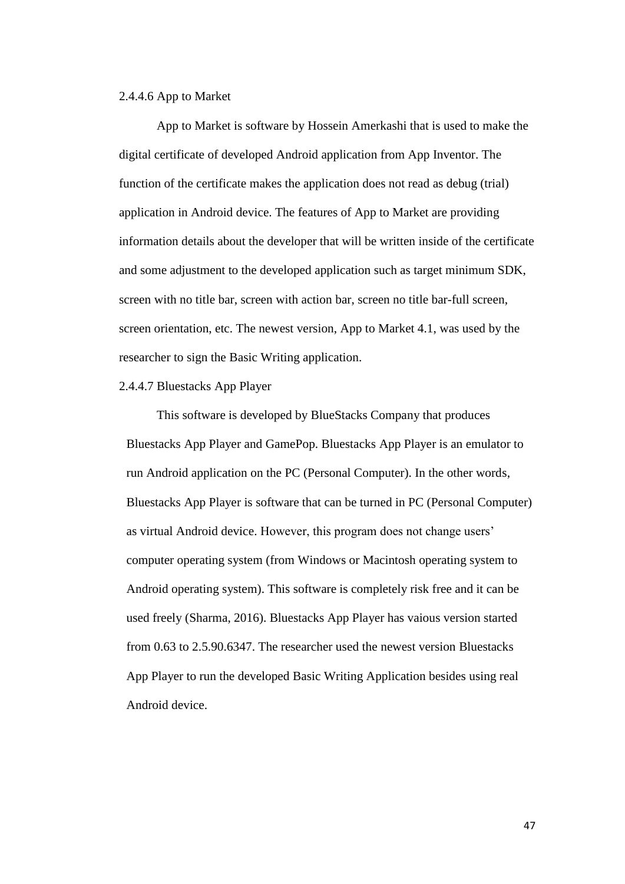#### 2.4.4.6 App to Market

App to Market is software by Hossein Amerkashi that is used to make the digital certificate of developed Android application from App Inventor. The function of the certificate makes the application does not read as debug (trial) application in Android device. The features of App to Market are providing information details about the developer that will be written inside of the certificate and some adjustment to the developed application such as target minimum SDK, screen with no title bar, screen with action bar, screen no title bar-full screen, screen orientation, etc. The newest version, App to Market 4.1, was used by the researcher to sign the Basic Writing application.

#### 2.4.4.7 Bluestacks App Player

This software is developed by BlueStacks Company that produces Bluestacks App Player and GamePop. Bluestacks App Player is an emulator to run Android application on the PC (Personal Computer). In the other words, Bluestacks App Player is software that can be turned in PC (Personal Computer) as virtual Android device. However, this program does not change users' computer operating system (from Windows or Macintosh operating system to Android operating system). This software is completely risk free and it can be used freely (Sharma, 2016). Bluestacks App Player has vaious version started from 0.63 to 2.5.90.6347. The researcher used the newest version Bluestacks App Player to run the developed Basic Writing Application besides using real Android device.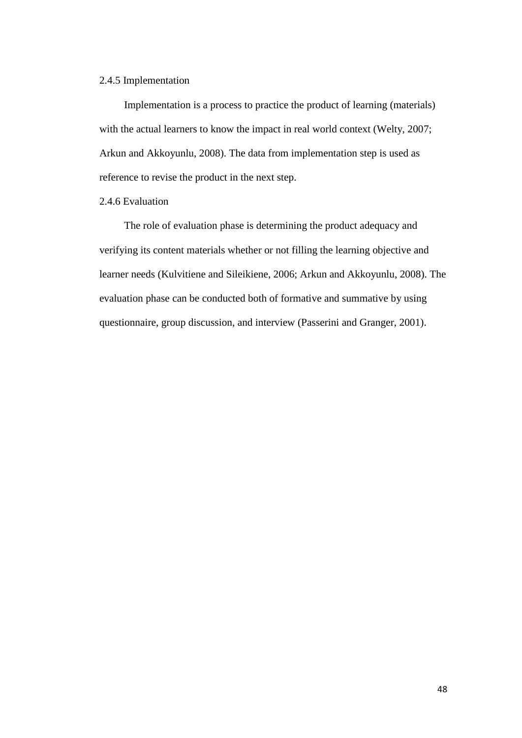### 2.4.5 Implementation

Implementation is a process to practice the product of learning (materials) with the actual learners to know the impact in real world context (Welty, 2007; Arkun and Akkoyunlu, 2008). The data from implementation step is used as reference to revise the product in the next step.

### 2.4.6 Evaluation

The role of evaluation phase is determining the product adequacy and verifying its content materials whether or not filling the learning objective and learner needs (Kulvitiene and Sileikiene, 2006; Arkun and Akkoyunlu, 2008). The evaluation phase can be conducted both of formative and summative by using questionnaire, group discussion, and interview (Passerini and Granger, 2001).